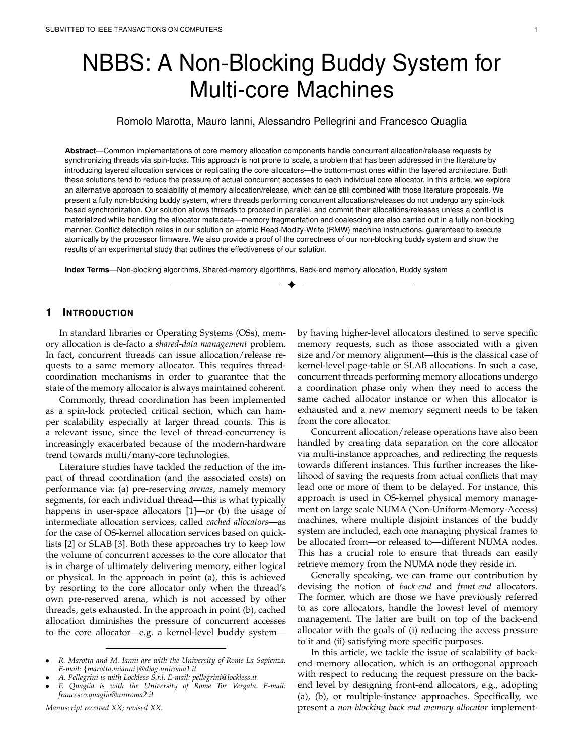# NBBS: A Non-Blocking Buddy System for Multi-core Machines

Romolo Marotta, Mauro Ianni, Alessandro Pellegrini and Francesco Quaglia

**Abstract**—Common implementations of core memory allocation components handle concurrent allocation/release requests by synchronizing threads via spin-locks. This approach is not prone to scale, a problem that has been addressed in the literature by introducing layered allocation services or replicating the core allocators—the bottom-most ones within the layered architecture. Both these solutions tend to reduce the pressure of actual concurrent accesses to each individual core allocator. In this article, we explore an alternative approach to scalability of memory allocation/release, which can be still combined with those literature proposals. We present a fully non-blocking buddy system, where threads performing concurrent allocations/releases do not undergo any spin-lock based synchronization. Our solution allows threads to proceed in parallel, and commit their allocations/releases unless a conflict is materialized while handling the allocator metadata—memory fragmentation and coalescing are also carried out in a fully non-blocking manner. Conflict detection relies in our solution on atomic Read-Modify-Write (RMW) machine instructions, guaranteed to execute atomically by the processor firmware. We also provide a proof of the correctness of our non-blocking buddy system and show the results of an experimental study that outlines the effectiveness of our solution.

**Index Terms**—Non-blocking algorithms, Shared-memory algorithms, Back-end memory allocation, Buddy system

## 1 Introduction

In standard libraries or Operating Systems (OSs), memory allocation is de-facto a *shared-data management* problem. In fact, concurrent threads can issue allocation/release requests to a same memory allocator. This requires thread-coordination mechanisms in order to guarantee that the state of the memory allocator is always maintained coherent.

Commonly, thread coordination has been implemented as a spin-lock protected critical section, which can hamper scalability especially at larger thread counts. This is a relevant issue, since the level of thread-concurrency is increasingly exacerbated because of the modern-hardware trend towards multi/many-core technologies.

Literature studies have tackled the reduction of the impact of thread coordination (and the associated costs) on performance via: (a) pre-reserving *arenas*, namely memory segments, for each individual thread—this is what typically happens in user-space allocators [1]—or (b) the usage of intermediate allocation services, called *cached allocators*—as for the case of OS-kernel allocation services based on quick-lists [2] or SLAB [3]. Both these approaches try to keep low the volume of concurrent accesses to the core allocator that is in charge of ultimately delivering memory, either logical or physical. In the approach in point (a), this is achieved by resorting to the core allocator only when the thread's own pre-reserved arena, which is not accessed by other threads, gets exhausted. In the approach in point (b), cached allocation diminishes the pressure of concurrent accesses to the core allocator—e.g. a kernel-level buddy system—by having higher-level allocators destined to serve specific memory requests, such as those associated with a given size and/or memory alignment—this is the classical case of kernel-level page-table or SLAB allocations. In such a case, concurrent threads performing memory allocations undergo a coordination phase only when they need to access the same cached allocator instance or when this allocator is exhausted and a new memory segment needs to be taken from the core allocator.

Concurrent allocation/release operations have also been handled by creating data separation on the core allocator via multi-instance approaches, and redirecting the requests towards different instances. This further increases the likelihood of saving the requests from actual conflicts that may lead one or more of them to be delayed. For instance, this approach is used in OS-kernel physical memory management on large scale NUMA (Non-Uniform-Memory-Access) machines, where multiple disjoint instances of the buddy system are included, each one managing physical frames to be allocated from—or released to—different NUMA nodes. This has a crucial role to ensure that threads can easily retrieve memory from the NUMA node they reside in.

Generally speaking, we can frame our contribution by devising the notion of *back-end* and *front-end* allocators. The former, which are those we have previously referred to as core allocators, handle the lowest level of memory management. The latter are built on top of the back-end allocator with the goals of (i) reducing the access pressure to it and (ii) satisfying more specific purposes.

In this article, we tackle the issue of scalability of back-end memory allocation, which is an orthogonal approach with respect to reducing the request pressure on the back-end level by designing front-end allocators, e.g., adopting (a), (b), or multiple-instance approaches. Specifically, we present a *non-blocking back-end memory allocator* implement-

- *R. Marotta and M. Ianni are with the University of Rome La Sapienza. E-mail: {marotta,mianni}@diag.uniroma1.it*
- *A. Pellegrini is with Lockless S.r.l. E-mail: pellegrini@lockless.it*
- *F. Quaglia is with the University of Rome Tor Vergata. E-mail: francesco.quaglia@uniroma2.it*

*Manuscript received XX; revised XX.*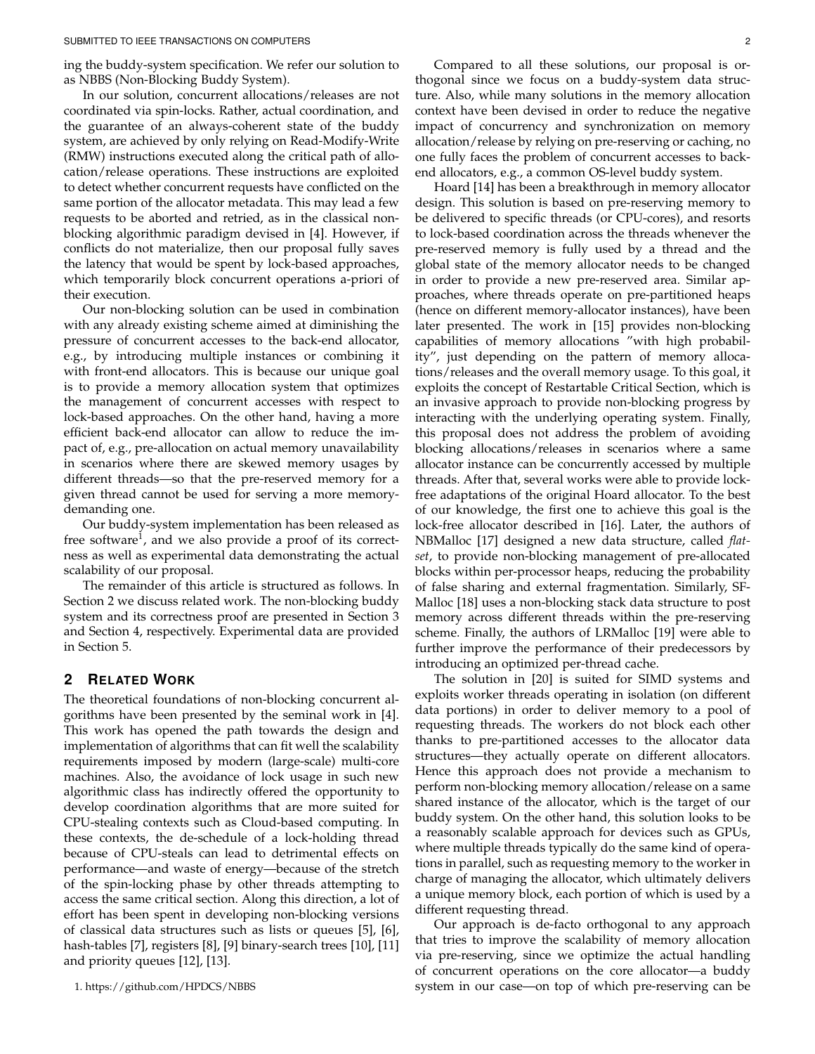ing the buddy-system specification. We refer our solution to as NBBS (Non-Blocking Buddy System).

In our solution, concurrent allocations/releases are not coordinated via spin-locks. Rather, actual coordination, and the guarantee of an always-coherent state of the buddy system, are achieved by only relying on Read-Modify-Write (RMW) instructions executed along the critical path of allocation/release operations. These instructions are exploited to detect whether concurrent requests have conflicted on the same portion of the allocator metadata. This may lead a few requests to be aborted and retried, as in the classical non-blocking algorithmic paradigm devised in [4]. However, if conflicts do not materialize, then our proposal fully saves the latency that would be spent by lock-based approaches, which temporarily block concurrent operations a-priori of their execution.

Our non-blocking solution can be used in combination with any already existing scheme aimed at diminishing the pressure of concurrent accesses to the back-end allocator, e.g., by introducing multiple instances or combining it with front-end allocators. This is because our unique goal is to provide a memory allocation system that optimizes the management of concurrent accesses with respect to lock-based approaches. On the other hand, having a more efficient back-end allocator can allow to reduce the impact of, e.g., pre-allocation on actual memory unavailability in scenarios where there are skewed memory usages by different threads—so that the pre-reserved memory for a given thread cannot be used for serving a more memory-demanding one.

Our buddy-system implementation has been released as free software[1], and we also provide a proof of its correctness as well as experimental data demonstrating the actual scalability of our proposal.

The remainder of this article is structured as follows. In Section 2 we discuss related work. The non-blocking buddy system and its correctness proof are presented in Section 3 and Section 4, respectively. Experimental data are provided in Section 5.

## 2 Related Work

The theoretical foundations of non-blocking concurrent algorithms have been presented by the seminal work in [4]. This work has opened the path towards the design and implementation of algorithms that can fit well the scalability requirements imposed by modern (large-scale) multi-core machines. Also, the avoidance of lock usage in such new algorithmic class has indirectly offered the opportunity to develop coordination algorithms that are more suited for CPU-stealing contexts such as Cloud-based computing. In these contexts, the de-schedule of a lock-holding thread because of CPU-steals can lead to detrimental effects on performance—and waste of energy—because of the stretch of the spin-locking phase by other threads attempting to access the same critical section. Along this direction, a lot of effort has been spent in developing non-blocking versions of classical data structures such as lists or queues [5], [6], hash-tables [7], registers [8], [9] binary-search trees [10], [11] and priority queues [12], [13].

1. https://github.com/HPDCS/NBBS

Compared to all these solutions, our proposal is orthogonal since we focus on a buddy-system data structure. Also, while many solutions in the memory allocation context have been devised in order to reduce the negative impact of concurrency and synchronization on memory allocation/release by relying on pre-reserving or caching, no one fully faces the problem of concurrent accesses to back-end allocators, e.g., a common OS-level buddy system.

Hoard [14] has been a breakthrough in memory allocator design. This solution is based on pre-reserving memory to be delivered to specific threads (or CPU-cores), and resorts to lock-based coordination across the threads whenever the pre-reserved memory is fully used by a thread and the global state of the memory allocator needs to be changed in order to provide a new pre-reserved area. Similar approaches, where threads operate on pre-partitioned heaps (hence on different memory-allocator instances), have been later presented. The work in [15] provides non-blocking capabilities of memory allocations "with high probability", just depending on the pattern of memory allocations/releases and the overall memory usage. To this goal, it exploits the concept of Restartable Critical Section, which is an invasive approach to provide non-blocking progress by interacting with the underlying operating system. Finally, this proposal does not address the problem of avoiding blocking allocations/releases in scenarios where a same allocator instance can be concurrently accessed by multiple threads. After that, several works were able to provide lock-free adaptations of the original Hoard allocator. To the best of our knowledge, the first one to achieve this goal is the lock-free allocator described in [16]. Later, the authors of NBMalloc [17] designed a new data structure, called *flat-set*, to provide non-blocking management of pre-allocated blocks within per-processor heaps, reducing the probability of false sharing and external fragmentation. Similarly, SF-Malloc [18] uses a non-blocking stack data structure to post memory across different threads within the pre-reserving scheme. Finally, the authors of LRMalloc [19] were able to further improve the performance of their predecessors by introducing an optimized per-thread cache.

The solution in [20] is suited for SIMD systems and exploits worker threads operating in isolation (on different data portions) in order to deliver memory to a pool of requesting threads. The workers do not block each other thanks to pre-partitioned accesses to the allocator data structures—they actually operate on different allocators. Hence this approach does not provide a mechanism to perform non-blocking memory allocation/release on a same shared instance of the allocator, which is the target of our buddy system. On the other hand, this solution looks to be a reasonably scalable approach for devices such as GPUs, where multiple threads typically do the same kind of operations in parallel, such as requesting memory to the worker in charge of managing the allocator, which ultimately delivers a unique memory block, each portion of which is used by a different requesting thread.

Our approach is de-facto orthogonal to any approach that tries to improve the scalability of memory allocation via pre-reserving, since we optimize the actual handling of concurrent operations on the core allocator—a buddy system in our case—on top of which pre-reserving can be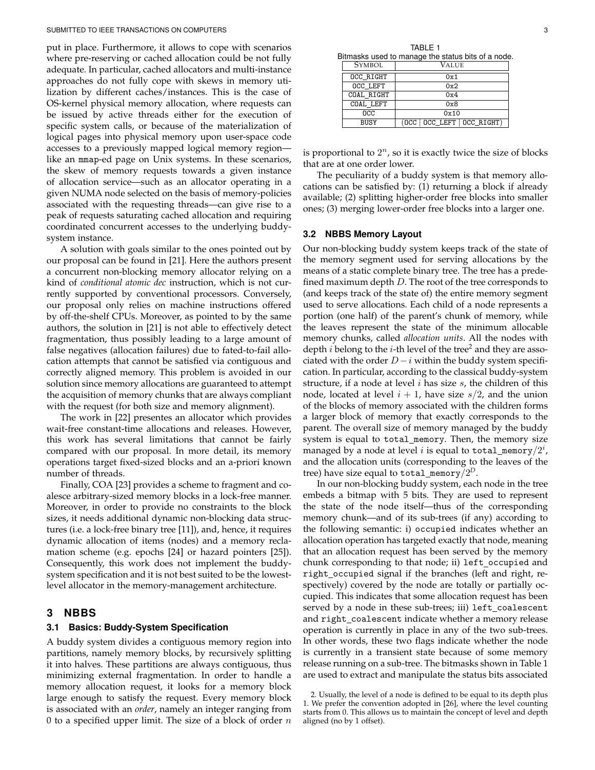put in place. Furthermore, it allows to cope with scenarios where pre-reserving or cached allocation could be not fully adequate. In particular, cached allocators and multi-instance approaches do not fully cope with skews in memory utilization by different caches/instances. This is the case of OS-kernel physical memory allocation, where requests can be issued by active threads either for the execution of specific system calls, or because of the materialization of logical pages into physical memory upon user-space code accesses to a previously mapped logical memory region—like an mmap-ed page on Unix systems. In these scenarios, the skew of memory requests towards a given instance of allocation service—such as an allocator operating in a given NUMA node selected on the basis of memory-policies associated with the requesting threads—can give rise to a peak of requests saturating cached allocation and requiring coordinated concurrent accesses to the underlying buddy-system instance.

A solution with goals similar to the ones pointed out by our proposal can be found in [21]. Here the authors present a concurrent non-blocking memory allocator relying on a kind of *conditional atomic dec* instruction, which is not currently supported by conventional processors. Conversely, our proposal only relies on machine instructions offered by off-the-shelf CPUs. Moreover, as pointed to by the same authors, the solution in [21] is not able to effectively detect fragmentation, thus possibly leading to a large amount of false negatives (allocation failures) due to fated-to-fail allocation attempts that cannot be satisfied via contiguous and correctly aligned memory. This problem is avoided in our solution since memory allocations are guaranteed to attempt the acquisition of memory chunks that are always compliant with the request (for both size and memory alignment).

The work in [22] presentes an allocator which provides wait-free constant-time allocations and releases. However, this work has several limitations that cannot be fairly compared with our proposal. In more detail, its memory operations target fixed-sized blocks and an a-priori known number of threads.

Finally, COA [23] provides a scheme to fragment and coalesce arbitrary-sized memory blocks in a lock-free manner. Moreover, in order to provide no constraints to the block sizes, it needs additional dynamic non-blocking data structures (i.e. a lock-free binary tree [11]), and, hence, it requires dynamic allocation of items (nodes) and a memory reclamation scheme (e.g. epochs [24] or hazard pointers [25]). Consequently, this work does not implement the buddy-system specification and it is not best suited to be the lowest-level allocator in the memory-management architecture.

# 3 NBBS

## 3.1 Basics: Buddy-System Specification

A buddy system divides a contiguous memory region into partitions, namely memory blocks, by recursively splitting it into halves. These partitions are always contiguous, thus minimizing external fragmentation. In order to handle a memory allocation request, it looks for a memory block large enough to satisfy the request. Every memory block is associated with an *order*, namely an integer ranging from 0 to a specified upper limit. The size of a block of order $n$ is proportional to $2^n$, so it is exactly twice the size of blocks that are at one order lower.

The peculiarity of a buddy system is that memory allocations can be satisfied by: (1) returning a block if already available; (2) splitting higher-order free blocks into smaller ones; (3) merging lower-order free blocks into a larger one.

TABLE 1
Bitmasks used to manage the status bits of a node.

| SYMBOL | VALUE |
|---|---|
| OCC_RIGHT | 0x1 |
| OCC_LEFT | 0x2 |
| COAL_RIGHT | 0x4 |
| COAL_LEFT | 0x8 |
| OCC | 0x10 |
| BUSY | (OCC \| OCC_LEFT \| OCC_RIGHT) |

## 3.2 NBBS Memory Layout

Our non-blocking buddy system keeps track of the state of the memory segment used for serving allocations by the means of a static complete binary tree. The tree has a predefined maximum depth $D$. The root of the tree corresponds to (and keeps track of the state of) the entire memory segment used to serve allocations. Each child of a node represents a portion (one half) of the parent's chunk of memory, while the leaves represent the state of the minimum allocable memory chunks, called *allocation units*. All the nodes with depth $i$ belong to the $i$-th level of the tree[2] and they are associated with the order $D-i$ within the buddy system specification. In particular, according to the classical buddy-system structure, if a node at level $i$ has size $s$, the children of this node, located at level $i+1$, have size $s/2$, and the union of the blocks of memory associated with the children forms a larger block of memory that exactly corresponds to the parent. The overall size of memory managed by the buddy system is equal to total_memory. Then, the memory size managed by a node at level $i$ is equal to $\texttt{total\_memory}/2^i$, and the allocation units (corresponding to the leaves of the tree) have size equal to $\texttt{total\_memory}/2^D$.

In our non-blocking buddy system, each node in the tree embeds a bitmap with 5 bits. They are used to represent the state of the node itself—thus of the corresponding memory chunk—and of its sub-trees (if any) according to the following semantic: i) occupied indicates whether an allocation operation has targeted exactly that node, meaning that an allocation request has been served by the memory chunk corresponding to that node; ii) left_occupied and right_occupied signal if the branches (left and right, respectively) covered by the node are totally or partially occupied. This indicates that some allocation request has been served by a node in these sub-trees; iii) left_coalescent and right_coalescent indicate whether a memory release operation is currently in place in any of the two sub-trees. In other words, these two flags indicate whether the node is currently in a transient state because of some memory release running on a sub-tree. The bitmasks shown in Table 1 are used to extract and manipulate the status bits associated

2. Usually, the level of a node is defined to be equal to its depth plus 1. We prefer the convention adopted in [26], where the level counting starts from 0. This allows us to maintain the concept of level and depth aligned (no by 1 offset).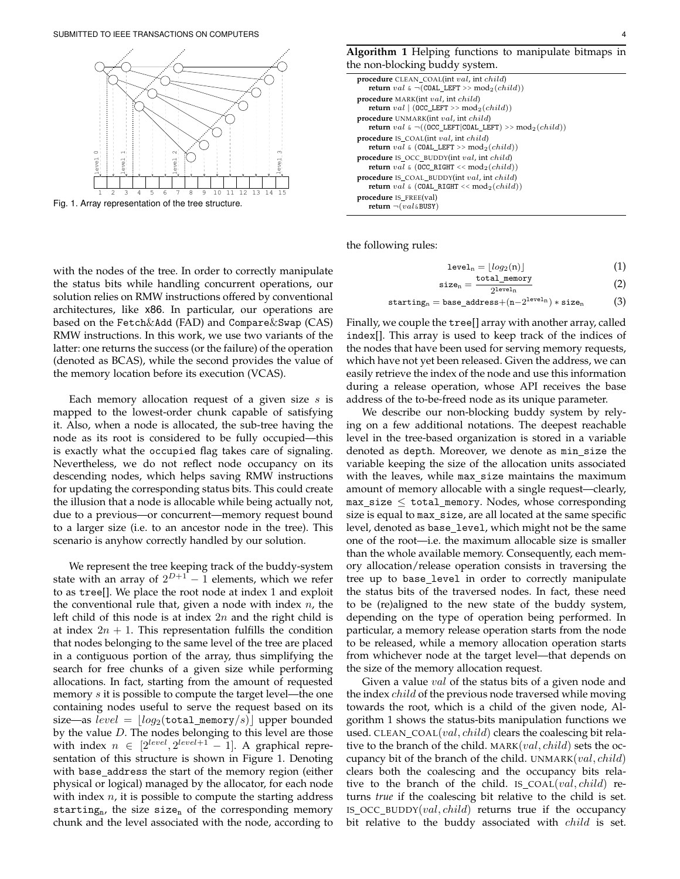Fig. 1. Array representation of the tree structure.

with the nodes of the tree. In order to correctly manipulate the status bits while handling concurrent operations, our solution relies on RMW instructions offered by conventional architectures, like x86. In particular, our operations are based on the Fetch&Add (FAD) and Compare&Swap (CAS) RMW instructions. In this work, we use two variants of the latter: one returns the success (or the failure) of the operation (denoted as BCAS), while the second provides the value of the memory location before its execution (VCAS).

Each memory allocation request of a given size $s$ is mapped to the lowest-order chunk capable of satisfying it. Also, when a node is allocated, the sub-tree having the node as its root is considered to be fully occupied—this is exactly what the occupied flag takes care of signaling. Nevertheless, we do not reflect node occupancy on its descending nodes, which helps saving RMW instructions for updating the corresponding status bits. This could create the illusion that a node is allocable while being actually not, due to a previous—or concurrent—memory request bound to a larger size (i.e. to an ancestor node in the tree). This scenario is anyhow correctly handled by our solution.

We represent the tree keeping track of the buddy-system state with an array of $2^{D+1} - 1$ elements, which we refer to as tree[]. We place the root node at index 1 and exploit the conventional rule that, given a node with index $n$, the left child of this node is at index $2n$ and the right child is at index $2n + 1$. This representation fulfills the condition that nodes belonging to the same level of the tree are placed in a contiguous portion of the array, thus simplifying the search for free chunks of a given size while performing allocations. In fact, starting from the amount of requested memory $s$ it is possible to compute the target level—the one containing nodes useful to serve the request based on its size—as $level = \lfloor log_2(\texttt{total\_memory}/s) \rfloor$ upper bounded by the value $D$. The nodes belonging to this level are those with index $n \in [2^{level}, 2^{level+1} - 1]$. A graphical representation of this structure is shown in Figure 1. Denoting with base_address the start of the memory region (either physical or logical) managed by the allocator, for each node with index $n$, it is possible to compute the starting address $\texttt{starting}_\texttt{n}$, the size $\texttt{size}_\texttt{n}$ of the corresponding memory chunk and the level associated with the node, according to the following rules:

$$\texttt{level}_\texttt{n} = \lfloor log_2(\texttt{n}) \rfloor \tag{1}$$

$$\texttt{size}_\texttt{n} = \frac{\texttt{total\_memory}}{2^{\texttt{level}_\texttt{n}}} \tag{2}$$

$$\texttt{starting}_\texttt{n} = \texttt{base\_address} + (\texttt{n} - 2^{\texttt{level}_\texttt{n}}) * \texttt{size}_\texttt{n} \tag{3}$$

Finally, we couple the tree[] array with another array, called index[]. This array is used to keep track of the indices of the nodes that have been used for serving memory requests, which have not yet been released. Given the address, we can easily retrieve the index of the node and use this information during a release operation, whose API receives the base address of the to-be-freed node as its unique parameter.

We describe our non-blocking buddy system by relying on a few additional notations. The deepest reachable level in the tree-based organization is stored in a variable denoted as depth. Moreover, we denote as min_size the variable keeping the size of the allocation units associated with the leaves, while max_size maintains the maximum amount of memory allocable with a single request—clearly, max_size $\leq$ total_memory. Nodes, whose corresponding size is equal to max_size, are all located at the same specific level, denoted as base_level, which might not be the same one of the root—i.e. the maximum allocable size is smaller than the whole available memory. Consequently, each memory allocation/release operation consists in traversing the tree up to base_level in order to correctly manipulate the status bits of the traversed nodes. In fact, these need to be (re)aligned to the new state of the buddy system, depending on the type of operation being performed. In particular, a memory release operation starts from the node to be released, while a memory allocation operation starts from whichever node at the target level—that depends on the size of the memory allocation request.

**Algorithm 1** Helping functions to manipulate bitmaps in the non-blocking buddy system.

```
procedure CLEAN_COAL(int val, int child)
    return val & ¬(COAL_LEFT >> mod2(child))
procedure MARK(int val, int child)
    return val | (OCC_LEFT >> mod2(child))
procedure UNMARK(int val, int child)
    return val & ¬((OCC_LEFT|COAL_LEFT) >> mod2(child))
procedure IS_COAL(int val, int child)
    return val & (COAL_LEFT >> mod2(child))
procedure IS_OCC_BUDDY(int val, int child)
    return val & (OCC_RIGHT << mod2(child))
procedure IS_COAL_BUDDY(int val, int child)
    return val & (COAL_RIGHT << mod2(child))
procedure IS_FREE(val)
    return ¬(val&BUSY)
```

Given a value $val$ of the status bits of a given node and the index $child$ of the previous node traversed while moving towards the root, which is a child of the given node, Algorithm 1 shows the status-bits manipulation functions we used. CLEAN_COAL($val, child$) clears the coalescing bit relative to the branch of the child. MARK($val, child$) sets the occupancy bit of the branch of the child. UNMARK($val, child$) clears both the coalescing and the occupancy bits relative to the branch of the child. IS_COAL($val, child$) returns *true* if the coalescing bit relative to the child is set. IS_OCC_BUDDY($val, child$) returns true if the occupancy bit relative to the buddy associated with $child$ is set.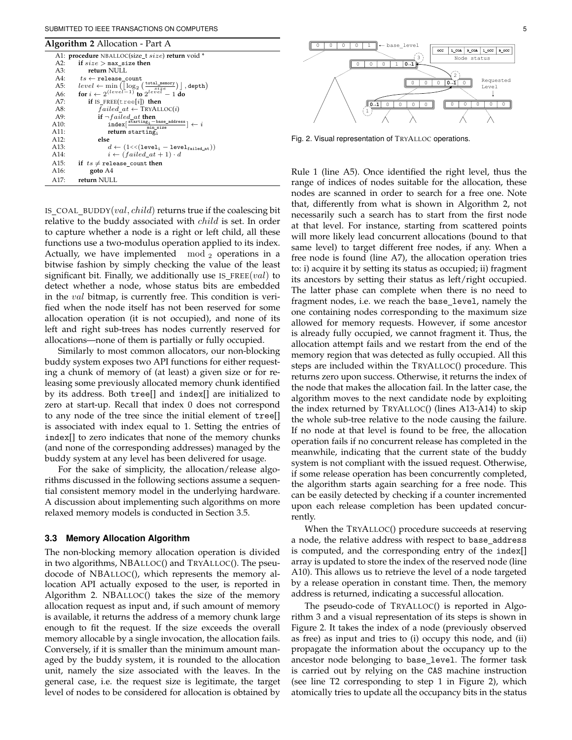**Algorithm 2** Allocation - Part A

```
A1:  procedure NBALLOC(size_t size) return void *
A2:    if size > max_size then
A3:      return NULL
A4:    ts ← release_count
A5:    level ← min(⌊log2(total_memory / size)⌋, depth)
A6:    for i ← 2^(level−1) to 2^level − 1 do
A7:      if IS_FREE(tree[i]) then
A8:        failed_at ← TRYALLOC(i)
A9:        if ¬failed_at then
A10:         index[(starting_i − base_address) / min_size] ← i
A11:         return starting_i
A12:       else
A13:         d ← (1<<(level_i − level_failed_at))
A14:         i ← (failed_at + 1) · d
A15:   if ts ≠ release_count then
A16:     goto A4
A17:   return NULL
```

IS_COAL_BUDDY$(val, child)$ returns true if the coalescing bit relative to the buddy associated with $child$ is set. In order to capture whether a node is a right or left child, all these functions use a two-modulus operation applied to its index. Actually, we have implemented $\mod_2$ operations in a bitwise fashion by simply checking the value of the least significant bit. Finally, we additionally use IS_FREE$(val)$ to detect whether a node, whose status bits are embedded in the $val$ bitmap, is currently free. This condition is verified when the node itself has not been reserved for some allocation operation (it is not occupied), and none of its left and right sub-trees has nodes currently reserved for allocations—none of them is partially or fully occupied.

Similarly to most common allocators, our non-blocking buddy system exposes two API functions for either requesting a chunk of memory of (at least) a given size or for releasing some previously allocated memory chunk identified by its address. Both tree[] and index[] are initialized to zero at start-up. Recall that index 0 does not correspond to any node of the tree since the initial element of tree[] is associated with index equal to 1. Setting the entries of index[] to zero indicates that none of the memory chunks (and none of the corresponding addresses) managed by the buddy system at any level has been delivered for usage.

For the sake of simplicity, the allocation/release algorithms discussed in the following sections assume a sequential consistent memory model in the underlying hardware. A discussion about implementing such algorithms on more relaxed memory models is conducted in Section 3.5.

### 3.3 Memory Allocation Algorithm

The non-blocking memory allocation operation is divided in two algorithms, NBALLOC() and TRYALLOC(). The pseudocode of NBALLOC(), which represents the memory allocation API actually exposed to the user, is reported in Algorithm 2. NBALLOC() takes the size of the memory allocation request as input and, if such amount of memory is available, it returns the address of a memory chunk large enough to fit the request. If the size exceeds the overall memory allocable by a single invocation, the allocation fails. Conversely, if it is smaller than the minimum amount managed by the buddy system, it is rounded to the allocation unit, namely the size associated with the leaves. In the general case, i.e. the request size is legitimate, the target level of nodes to be considered for allocation is obtained by Rule 1 (line A5). Once identified the right level, thus the range of indices of nodes suitable for the allocation, these nodes are scanned in order to search for a free one. Note that, differently from what is shown in Algorithm 2, not necessarily such a search has to start from the first node at that level. For instance, starting from scattered points will more likely lead concurrent allocations (bound to that same level) to target different free nodes, if any. When a free node is found (line A7), the allocation operation tries to: i) acquire it by setting its status as occupied; ii) fragment its ancestors by setting their status as left/right occupied. The latter phase can complete when there is no need to fragment nodes, i.e. we reach the base_level, namely the one containing nodes corresponding to the maximum size allowed for memory requests. However, if some ancestor is already fully occupied, we cannot fragment it. Thus, the allocation attempt fails and we restart from the end of the memory region that was detected as fully occupied. All this steps are included within the TRYALLOC() procedure. This returns zero upon success. Otherwise, it returns the index of the node that makes the allocation fail. In the latter case, the algorithm moves to the next candidate node by exploiting the index returned by TRYALLOC() (lines A13-A14) to skip the whole sub-tree relative to the node causing the failure. If no node at that level is found to be free, the allocation operation fails if no concurrent release has completed in the meanwhile, indicating that the current state of the buddy system is not compliant with the issued request. Otherwise, if some release operation has been concurrently completed, the algorithm starts again searching for a free node. This can be easily detected by checking if a counter incremented upon each release completion has been updated concurrently.

When the TRYALLOC() procedure succeeds at reserving a node, the relative address with respect to base_address is computed, and the corresponding entry of the index[] array is updated to store the index of the reserved node (line A10). This allows us to retrieve the level of a node targeted by a release operation in constant time. Then, the memory address is returned, indicating a successful allocation.

The pseudo-code of TRYALLOC() is reported in Algorithm 3 and a visual representation of its steps is shown in Figure 2. It takes the index of a node (previously observed as free) as input and tries to (i) occupy this node, and (ii) propagate the information about the occupancy up to the ancestor node belonging to base_level. The former task is carried out by relying on the CAS machine instruction (see line T2 corresponding to step 1 in Figure 2), which atomically tries to update all the occupancy bits in the status

Fig. 2. Visual representation of TRYALLOC operations.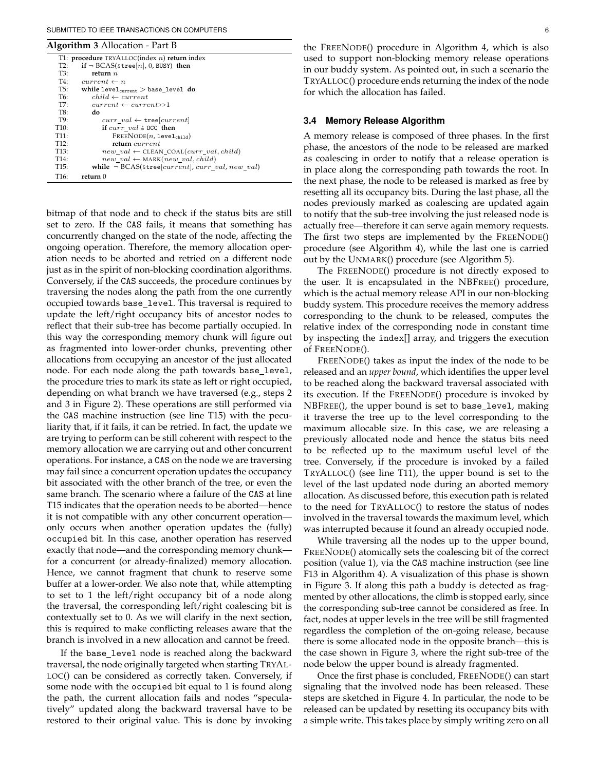**Algorithm 3** Allocation - Part B

```
T1:  procedure TRYALLOC(index n) return index
T2:      if ¬ BCAS(&tree[n], 0, BUSY) then
T3:          return n
T4:      current ← n
T5:      while level_current > base_level do
T6:          child ← current
T7:          current ← current>>1
T8:          do
T9:              curr_val ← tree[current]
T10:             if curr_val & OCC then
T11:                 FREENODE(n, level_child)
T12:                 return current
T13:             new_val ← CLEAN_COAL(curr_val, child)
T14:             new_val ← MARK(new_val, child)
T15:         while ¬ BCAS(&tree[current], curr_val, new_val)
T16:     return 0
```

bitmap of that node and to check if the status bits are still set to zero. If the CAS fails, it means that something has concurrently changed on the state of the node, affecting the ongoing operation. Therefore, the memory allocation operation needs to be aborted and retried on a different node just as in the spirit of non-blocking coordination algorithms. Conversely, if the CAS succeeds, the procedure continues by traversing the nodes along the path from the one currently occupied towards base_level. This traversal is required to update the left/right occupancy bits of ancestor nodes to reflect that their sub-tree has become partially occupied. In this way the corresponding memory chunk will figure out as fragmented into lower-order chunks, preventing other allocations from occupying an ancestor of the just allocated node. For each node along the path towards base_level, the procedure tries to mark its state as left or right occupied, depending on what branch we have traversed (e.g., steps 2 and 3 in Figure 2). These operations are still performed via the CAS machine instruction (see line T15) with the peculiarity that, if it fails, it can be retried. In fact, the update we are trying to perform can be still coherent with respect to the memory allocation we are carrying out and other concurrent operations. For instance, a CAS on the node we are traversing may fail since a concurrent operation updates the occupancy bit associated with the other branch of the tree, or even the same branch. The scenario where a failure of the CAS at line T15 indicates that the operation needs to be aborted—hence it is not compatible with any other concurrent operation—only occurs when another operation updates the (fully) occupied bit. In this case, another operation has reserved exactly that node—and the corresponding memory chunk—for a concurrent (or already-finalized) memory allocation. Hence, we cannot fragment that chunk to reserve some buffer at a lower-order. We also note that, while attempting to set to 1 the left/right occupancy bit of a node along the traversal, the corresponding left/right coalescing bit is contextually set to 0. As we will clarify in the next section, this is required to make conflicting releases aware that the branch is involved in a new allocation and cannot be freed.

If the base_level node is reached along the backward traversal, the node originally targeted when starting TRYALLOC() can be considered as correctly taken. Conversely, if some node with the occupied bit equal to 1 is found along the path, the current allocation fails and nodes "speculatively" updated along the backward traversal have to be restored to their original value. This is done by invoking the FREENODE() procedure in Algorithm 4, which is also used to support non-blocking memory release operations in our buddy system. As pointed out, in such a scenario the TRYALLOC() procedure ends returning the index of the node for which the allocation has failed.

### 3.4 Memory Release Algorithm

A memory release is composed of three phases. In the first phase, the ancestors of the node to be released are marked as coalescing in order to notify that a release operation is in place along the corresponding path towards the root. In the next phase, the node to be released is marked as free by resetting all its occupancy bits. During the last phase, all the nodes previously marked as coalescing are updated again to notify that the sub-tree involving the just released node is actually free—therefore it can serve again memory requests. The first two steps are implemented by the FREENODE() procedure (see Algorithm 4), while the last one is carried out by the UNMARK() procedure (see Algorithm 5).

The FREENODE() procedure is not directly exposed to the user. It is encapsulated in the NBFREE() procedure, which is the actual memory release API in our non-blocking buddy system. This procedure receives the memory address corresponding to the chunk to be released, computes the relative index of the corresponding node in constant time by inspecting the index[] array, and triggers the execution of FREENODE().

FREENODE() takes as input the index of the node to be released and an *upper bound*, which identifies the upper level to be reached along the backward traversal associated with its execution. If the FREENODE() procedure is invoked by NBFREE(), the upper bound is set to base_level, making it traverse the tree up to the level corresponding to the maximum allocable size. In this case, we are releasing a previously allocated node and hence the status bits need to be reflected up to the maximum useful level of the tree. Conversely, if the procedure is invoked by a failed TRYALLOC() (see line T11), the upper bound is set to the level of the last updated node during an aborted memory allocation. As discussed before, this execution path is related to the need for TRYALLOC() to restore the status of nodes involved in the traversal towards the maximum level, which was interrupted because it found an already occupied node.

While traversing all the nodes up to the upper bound, FREENODE() atomically sets the coalescing bit of the correct position (value 1), via the CAS machine instruction (see line F13 in Algorithm 4). A visualization of this phase is shown in Figure 3. If along this path a buddy is detected as fragmented by other allocations, the climb is stopped early, since the corresponding sub-tree cannot be considered as free. In fact, nodes at upper levels in the tree will be still fragmented regardless the completion of the on-going release, because there is some allocated node in the opposite branch—this is the case shown in Figure 3, where the right sub-tree of the node below the upper bound is already fragmented.

Once the first phase is concluded, FREENODE() can start signaling that the involved node has been released. These steps are sketched in Figure 4. In particular, the node to be released can be updated by resetting its occupancy bits with a simple write. This takes place by simply writing zero on all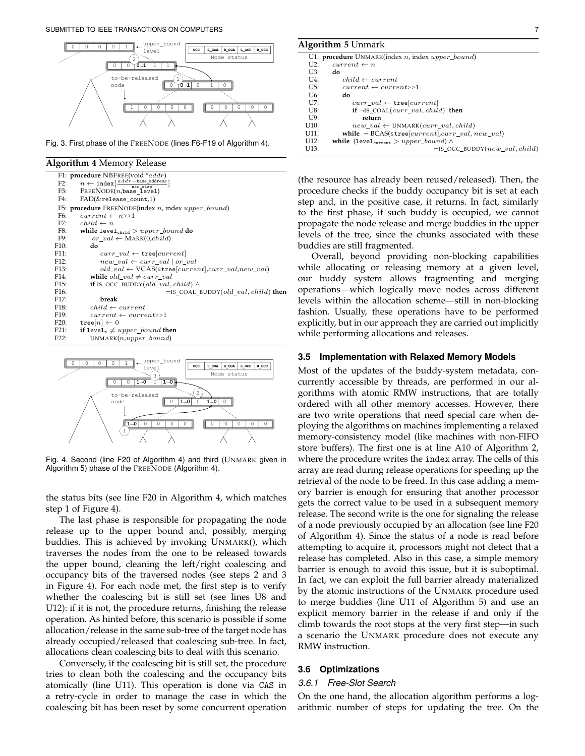Fig. 3. First phase of the FreeNode (lines F6-F19 of Algorithm 4).

**Algorithm 4** Memory Release

```
F1:  procedure NBFREE(void *addr)
F2:      n ← index[(addr − base_address)/min_size]
F3:      FREENODE(n,base_level)
F4:      FAD(&release_count,1)
F5:  procedure FREENODE(index n, index upper_bound)
F6:      current ← n>>1
F7:      child ← n
F8:      while level_child > upper_bound do
F9:          or_val ← MARK(0,child)
F10:         do
F11:             curr_val ← tree[current]
F12:             new_val ← curr_val | or_val
F13:             old_val ← VCAS(&tree[current],curr_val,new_val)
F14:         while old_val ≠ curr_val
F15:         if IS_OCC_BUDDY(old_val, child) ∧
F16:                        ¬IS_COAL_BUDDY(old_val, child) then
F17:             break
F18:         child ← current
F19:         current ← current>>1
F20:     tree[n] ← 0
F21:     if level_n ≠ upper_bound then
F22:         UNMARK(n,upper_bound)
```

Fig. 4. Second (line F20 of Algorithm 4) and third (Unmark given in Algorithm 5) phase of the FreeNode (Algorithm 4).

the status bits (see line F20 in Algorithm 4, which matches step 1 of Figure 4).

The last phase is responsible for propagating the node release up to the upper bound and, possibly, merging buddies. This is achieved by invoking Unmark(), which traverses the nodes from the one to be released towards the upper bound, cleaning the left/right coalescing and occupancy bits of the traversed nodes (see steps 2 and 3 in Figure 4). For each node met, the first step is to verify whether the coalescing bit is still set (see lines U8 and U12): if it is not, the procedure returns, finishing the release operation. As hinted before, this scenario is possible if some allocation/release in the same sub-tree of the target node has already occupied/released that coalescing sub-tree. In fact, allocations clean coalescing bits to deal with this scenario.

Conversely, if the coalescing bit is still set, the procedure tries to clean both the coalescing and the occupancy bits atomically (line U11). This operation is done via CAS in a retry-cycle in order to manage the case in which the coalescing bit has been reset by some concurrent operation

**Algorithm 5** Unmark

```
U1:  procedure UNMARK(index n, index upper_bound)
U2:      current ← n
U3:      do
U4:          child ← current
U5:          current ← current>>1
U6:          do
U7:              curr_val ← tree[current]
U8:              if ¬IS_COAL(curr_val, child) then
U9:                  return
U10:             new_val ← UNMARK(curr_val, child)
U11:         while ¬ BCAS(&tree[current],curr_val, new_val)
U12:     while (level_current > upper_bound) ∧
U13:                        ¬IS_OCC_BUDDY(new_val, child)
```

(the resource has already been reused/released). Then, the procedure checks if the buddy occupancy bit is set at each step and, in the positive case, it returns. In fact, similarly to the first phase, if such buddy is occupied, we cannot propagate the node release and merge buddies in the upper levels of the tree, since the chunks associated with these buddies are still fragmented.

Overall, beyond providing non-blocking capabilities while allocating or releasing memory at a given level, our buddy system allows fragmenting and merging operations—which logically move nodes across different levels within the allocation scheme—still in non-blocking fashion. Usually, these operations have to be performed explicitly, but in our approach they are carried out implicitly while performing allocations and releases.

### 3.5 Implementation with Relaxed Memory Models

Most of the updates of the buddy-system metadata, concurrently accessible by threads, are performed in our algorithms with atomic RMW instructions, that are totally ordered with all other memory accesses. However, there are two write operations that need special care when deploying the algorithms on machines implementing a relaxed memory-consistency model (like machines with non-FIFO store buffers). The first one is at line A10 of Algorithm 2, where the procedure writes the index array. The cells of this array are read during release operations for speeding up the retrieval of the node to be freed. In this case adding a memory barrier is enough for ensuring that another processor gets the correct value to be used in a subsequent memory release. The second write is the one for signaling the release of a node previously occupied by an allocation (see line F20 of Algorithm 4). Since the status of a node is read before attempting to acquire it, processors might not detect that a release has completed. Also in this case, a simple memory barrier is enough to avoid this issue, but it is suboptimal. In fact, we can exploit the full barrier already materialized by the atomic instructions of the Unmark procedure used to merge buddies (line U11 of Algorithm 5) and use an explicit memory barrier in the release if and only if the climb towards the root stops at the very first step—in such a scenario the Unmark procedure does not execute any RMW instruction.

### 3.6 Optimizations

#### 3.6.1 Free-Slot Search

On the one hand, the allocation algorithm performs a logarithmic number of steps for updating the tree. On the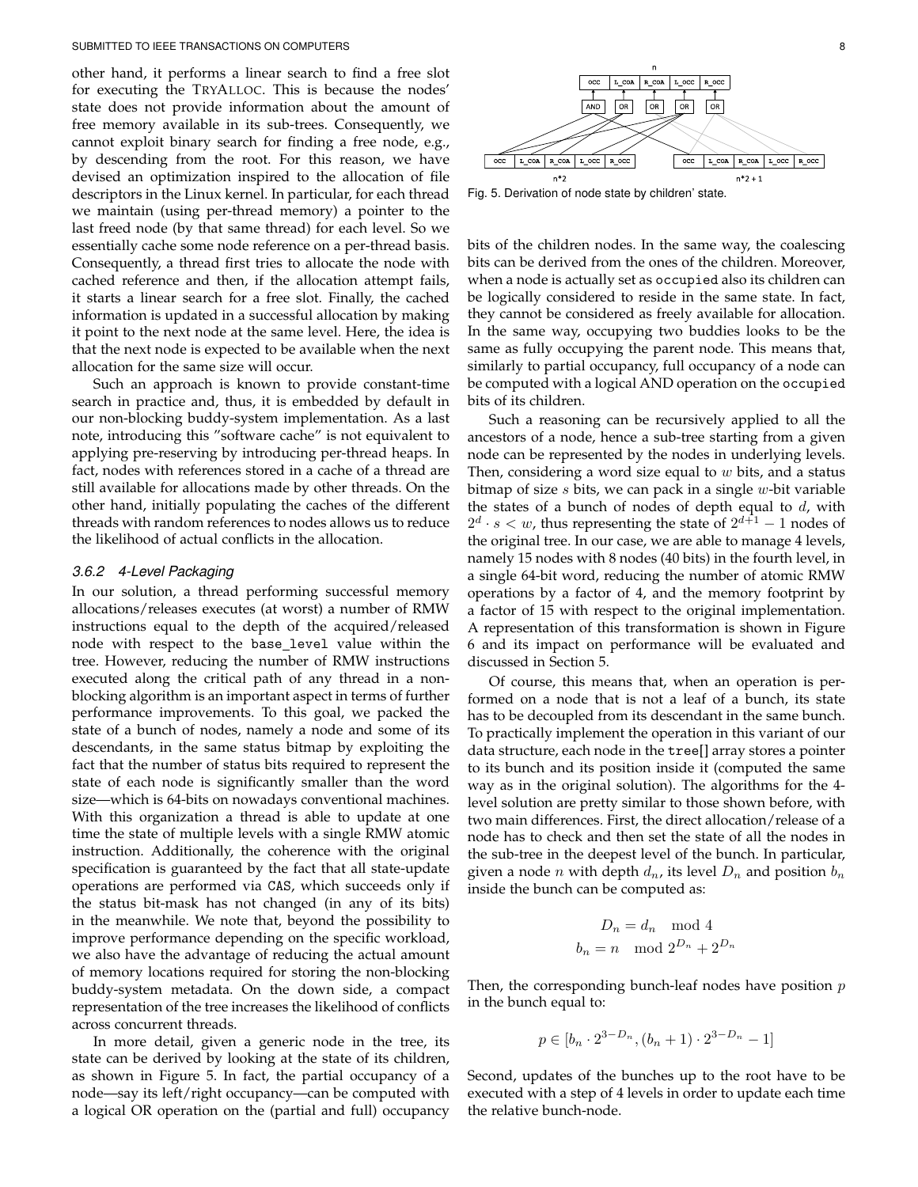other hand, it performs a linear search to find a free slot for executing the TRYALLOC. This is because the nodes' state does not provide information about the amount of free memory available in its sub-trees. Consequently, we cannot exploit binary search for finding a free node, e.g., by descending from the root. For this reason, we have devised an optimization inspired to the allocation of file descriptors in the Linux kernel. In particular, for each thread we maintain (using per-thread memory) a pointer to the last freed node (by that same thread) for each level. So we essentially cache some node reference on a per-thread basis. Consequently, a thread first tries to allocate the node with cached reference and then, if the allocation attempt fails, it starts a linear search for a free slot. Finally, the cached information is updated in a successful allocation by making it point to the next node at the same level. Here, the idea is that the next node is expected to be available when the next allocation for the same size will occur.

Such an approach is known to provide constant-time search in practice and, thus, it is embedded by default in our non-blocking buddy-system implementation. As a last note, introducing this "software cache" is not equivalent to applying pre-reserving by introducing per-thread heaps. In fact, nodes with references stored in a cache of a thread are still available for allocations made by other threads. On the other hand, initially populating the caches of the different threads with random references to nodes allows us to reduce the likelihood of actual conflicts in the allocation.

#### 3.6.2 4-Level Packaging

In our solution, a thread performing successful memory allocations/releases executes (at worst) a number of RMW instructions equal to the depth of the acquired/released node with respect to the `base_level` value within the tree. However, reducing the number of RMW instructions executed along the critical path of any thread in a non-blocking algorithm is an important aspect in terms of further performance improvements. To this goal, we packed the state of a bunch of nodes, namely a node and some of its descendants, in the same status bitmap by exploiting the fact that the number of status bits required to represent the state of each node is significantly smaller than the word size—which is 64-bits on nowadays conventional machines. With this organization a thread is able to update at one time the state of multiple levels with a single RMW atomic instruction. Additionally, the coherence with the original specification is guaranteed by the fact that all state-update operations are performed via CAS, which succeeds only if the status bit-mask has not changed (in any of its bits) in the meanwhile. We note that, beyond the possibility to improve performance depending on the specific workload, we also have the advantage of reducing the actual amount of memory locations required for storing the non-blocking buddy-system metadata. On the down side, a compact representation of the tree increases the likelihood of conflicts across concurrent threads.

In more detail, given a generic node in the tree, its state can be derived by looking at the state of its children, as shown in Figure 5. In fact, the partial occupancy of a node—say its left/right occupancy—can be computed with a logical OR operation on the (partial and full) occupancy bits of the children nodes. In the same way, the coalescing bits can be derived from the ones of the children. Moreover, when a node is actually set as `occupied` also its children can be logically considered to reside in the same state. In fact, they cannot be considered as freely available for allocation. In the same way, occupying two buddies looks to be the same as fully occupying the parent node. This means that, similarly to partial occupancy, full occupancy of a node can be computed with a logical AND operation on the `occupied` bits of its children.

Fig. 5. Derivation of node state by children' state.

Such a reasoning can be recursively applied to all the ancestors of a node, hence a sub-tree starting from a given node can be represented by the nodes in underlying levels. Then, considering a word size equal to $w$ bits, and a status bitmap of size $s$ bits, we can pack in a single $w$-bit variable the states of a bunch of nodes of depth equal to $d$, with $2^d \cdot s < w$, thus representing the state of $2^{d+1} - 1$ nodes of the original tree. In our case, we are able to manage 4 levels, namely 15 nodes with 8 nodes (40 bits) in the fourth level, in a single 64-bit word, reducing the number of atomic RMW operations by a factor of 4, and the memory footprint by a factor of 15 with respect to the original implementation. A representation of this transformation is shown in Figure 6 and its impact on performance will be evaluated and discussed in Section 5.

Of course, this means that, when an operation is performed on a node that is not a leaf of a bunch, its state has to be decoupled from its descendant in the same bunch. To practically implement the operation in this variant of our data structure, each node in the `tree[]` array stores a pointer to its bunch and its position inside it (computed the same way as in the original solution). The algorithms for the 4-level solution are pretty similar to those shown before, with two main differences. First, the direct allocation/release of a node has to check and then set the state of all the nodes in the sub-tree in the deepest level of the bunch. In particular, given a node $n$ with depth $d_n$, its level $D_n$ and position $b_n$ inside the bunch can be computed as:

$$D_n = d_n \mod 4$$
$$b_n = n \mod 2^{D_n} + 2^{D_n}$$

Then, the corresponding bunch-leaf nodes have position $p$ in the bunch equal to:

$$p \in [b_n \cdot 2^{3-D_n}, (b_n + 1) \cdot 2^{3-D_n} - 1]$$

Second, updates of the bunches up to the root have to be executed with a step of 4 levels in order to update each time the relative bunch-node.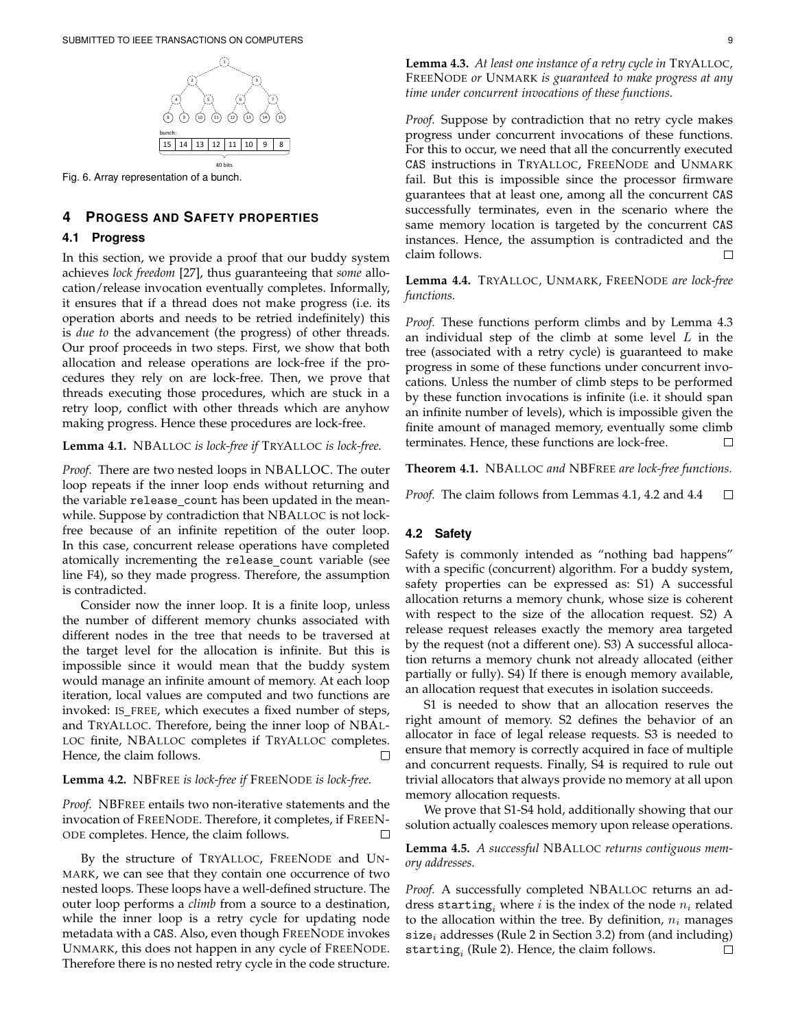Fig. 6. Array representation of a bunch.

## 4 Progess and Safety properties

### 4.1 Progress

In this section, we provide a proof that our buddy system achieves *lock freedom* [27], thus guaranteeing that *some* allocation/release invocation eventually completes. Informally, it ensures that if a thread does not make progress (i.e. its operation aborts and needs to be retried indefinitely) this is *due to* the advancement (the progress) of other threads. Our proof proceeds in two steps. First, we show that both allocation and release operations are lock-free if the procedures they rely on are lock-free. Then, we prove that threads executing those procedures, which are stuck in a retry loop, conflict with other threads which are anyhow making progress. Hence these procedures are lock-free.

**Lemma 4.1.** *NBAlloc is lock-free if TryAlloc is lock-free.*

*Proof.* There are two nested loops in NBALLOC. The outer loop repeats if the inner loop ends without returning and the variable `release_count` has been updated in the meanwhile. Suppose by contradiction that NBAlloc is not lock-free because of an infinite repetition of the outer loop. In this case, concurrent release operations have completed atomically incrementing the `release_count` variable (see line F4), so they made progress. Therefore, the assumption is contradicted.

Consider now the inner loop. It is a finite loop, unless the number of different memory chunks associated with different nodes in the tree that needs to be traversed at the target level for the allocation is infinite. But this is impossible since it would mean that the buddy system would manage an infinite amount of memory. At each loop iteration, local values are computed and two functions are invoked: IS_FREE, which executes a fixed number of steps, and TryAlloc. Therefore, being the inner loop of NBAlloc finite, NBAlloc completes if TryAlloc completes. Hence, the claim follows. □

**Lemma 4.2.** *NBFree is lock-free if FreeNode is lock-free.*

*Proof.* NBFree entails two non-iterative statements and the invocation of FreeNode. Therefore, it completes, if FreeNode completes. Hence, the claim follows. □

By the structure of TryAlloc, FreeNode and Unmark, we can see that they contain one occurrence of two nested loops. These loops have a well-defined structure. The outer loop performs a *climb* from a source to a destination, while the inner loop is a retry cycle for updating node metadata with a CAS. Also, even though FreeNode invokes Unmark, this does not happen in any cycle of FreeNode. Therefore there is no nested retry cycle in the code structure.

**Lemma 4.3.** *At least one instance of a retry cycle in TryAlloc, FreeNode or Unmark is guaranteed to make progress at any time under concurrent invocations of these functions.*

*Proof.* Suppose by contradiction that no retry cycle makes progress under concurrent invocations of these functions. For this to occur, we need that all the concurrently executed CAS instructions in TryAlloc, FreeNode and Unmark fail. But this is impossible since the processor firmware guarantees that at least one, among all the concurrent CAS successfully terminates, even in the scenario where the same memory location is targeted by the concurrent CAS instances. Hence, the assumption is contradicted and the claim follows. □

**Lemma 4.4.** *TryAlloc, Unmark, FreeNode are lock-free functions.*

*Proof.* These functions perform climbs and by Lemma 4.3 an individual step of the climb at some level $L$ in the tree (associated with a retry cycle) is guaranteed to make progress in some of these functions under concurrent invocations. Unless the number of climb steps to be performed by these function invocations is infinite (i.e. it should span an infinite number of levels), which is impossible given the finite amount of managed memory, eventually some climb terminates. Hence, these functions are lock-free. □

**Theorem 4.1.** *NBAlloc and NBFree are lock-free functions.*

*Proof.* The claim follows from Lemmas 4.1, 4.2 and 4.4 □

### 4.2 Safety

Safety is commonly intended as "nothing bad happens" with a specific (concurrent) algorithm. For a buddy system, safety properties can be expressed as: S1) A successful allocation returns a memory chunk, whose size is coherent with respect to the size of the allocation request. S2) A release request releases exactly the memory area targeted by the request (not a different one). S3) A successful allocation returns a memory chunk not already allocated (either partially or fully). S4) If there is enough memory available, an allocation request that executes in isolation succeeds.

S1 is needed to show that an allocation reserves the right amount of memory. S2 defines the behavior of an allocator in face of legal release requests. S3 is needed to ensure that memory is correctly acquired in face of multiple and concurrent requests. Finally, S4 is required to rule out trivial allocators that always provide no memory at all upon memory allocation requests.

We prove that S1-S4 hold, additionally showing that our solution actually coalesces memory upon release operations.

**Lemma 4.5.** *A successful NBAlloc returns contiguous memory addresses.*

*Proof.* A successfully completed NBAlloc returns an address $\texttt{starting}_i$ where $i$ is the index of the node $n_i$ related to the allocation within the tree. By definition, $n_i$ manages $\texttt{size}_i$ addresses (Rule 2 in Section 3.2) from (and including) $\texttt{starting}_i$ (Rule 2). Hence, the claim follows. □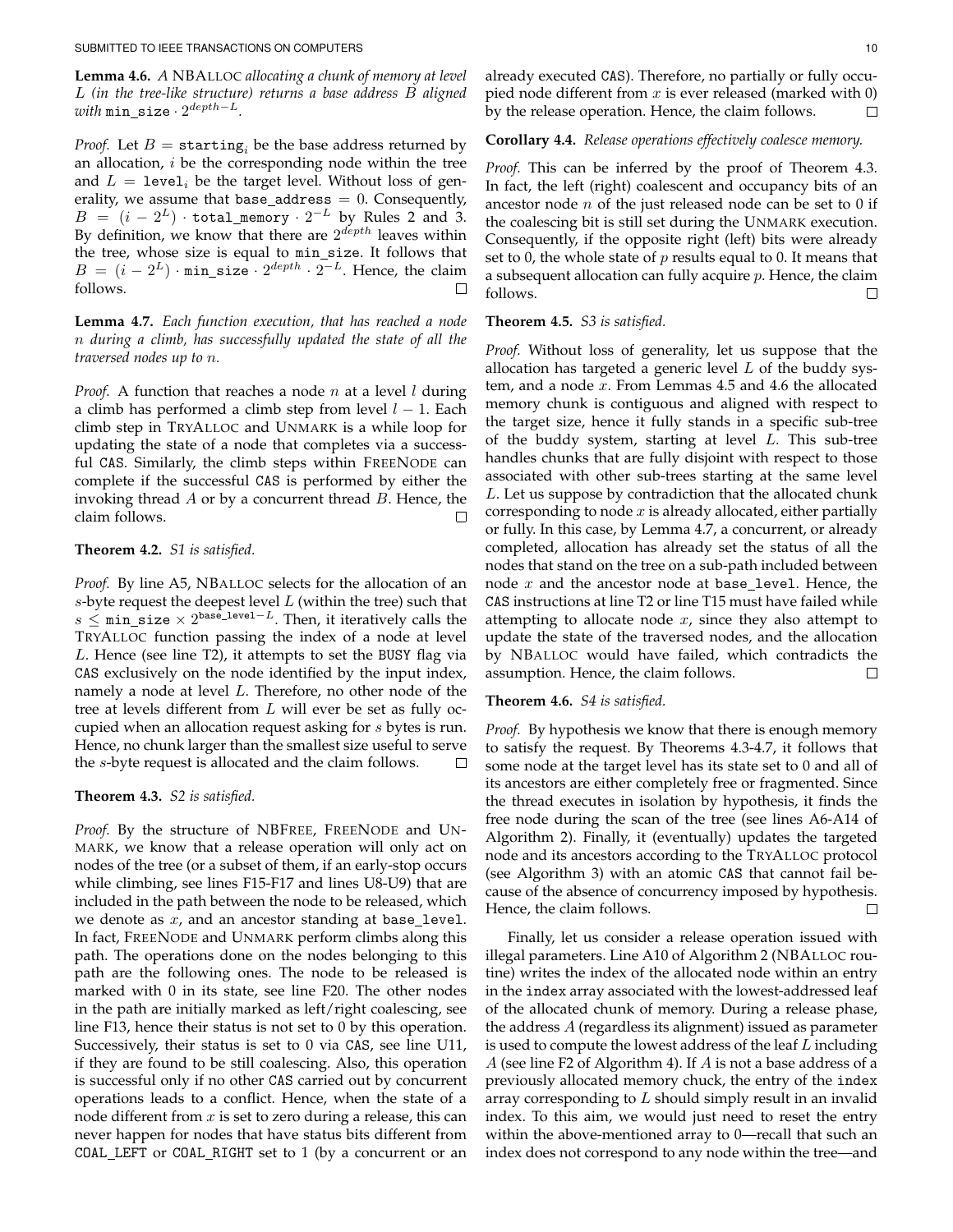**Lemma 4.6.** *A* NBALLOC *allocating a chunk of memory at level* $L$ *(in the tree-like structure) returns a base address* $B$ *aligned with* $\texttt{min\_size} \cdot 2^{depth-L}$.

*Proof.* Let $B = \texttt{starting}_i$ be the base address returned by an allocation, $i$ be the corresponding node within the tree and $L = \texttt{level}_i$ be the target level. Without loss of generality, we assume that $\texttt{base\_address} = 0$. Consequently, $B = (i - 2^L) \cdot \texttt{total\_memory} \cdot 2^{-L}$ by Rules 2 and 3. By definition, we know that there are $2^{depth}$ leaves within the tree, whose size is equal to `min_size`. It follows that $B = (i - 2^L) \cdot \texttt{min\_size} \cdot 2^{depth} \cdot 2^{-L}$. Hence, the claim follows. □

**Lemma 4.7.** *Each function execution, that has reached a node* $n$ *during a climb, has successfully updated the state of all the traversed nodes up to* $n$.

*Proof.* A function that reaches a node $n$ at a level $l$ during a climb has performed a climb step from level $l - 1$. Each climb step in TRYALLOC and UNMARK is a while loop for updating the state of a node that completes via a successful CAS. Similarly, the climb steps within FREENODE can complete if the successful CAS is performed by either the invoking thread $A$ or by a concurrent thread $B$. Hence, the claim follows. □

**Theorem 4.2.** *S1 is satisfied.*

*Proof.* By line A5, NBALLOC selects for the allocation of an $s$-byte request the deepest level $L$ (within the tree) such that $s \leq \texttt{min\_size} \times 2^{\texttt{base\_level}-L}$. Then, it iteratively calls the TRYALLOC function passing the index of a node at level $L$. Hence (see line T2), it attempts to set the BUSY flag via CAS exclusively on the node identified by the input index, namely a node at level $L$. Therefore, no other node of the tree at levels different from $L$ will ever be set as fully occupied when an allocation request asking for $s$ bytes is run. Hence, no chunk larger than the smallest size useful to serve the $s$-byte request is allocated and the claim follows. □

**Theorem 4.3.** *S2 is satisfied.*

*Proof.* By the structure of NBFREE, FREENODE and UNMARK, we know that a release operation will only act on nodes of the tree (or a subset of them, if an early-stop occurs while climbing, see lines F15-F17 and lines U8-U9) that are included in the path between the node to be released, which we denote as $x$, and an ancestor standing at `base_level`. In fact, FREENODE and UNMARK perform climbs along this path. The operations done on the nodes belonging to this path are the following ones. The node to be released is marked with 0 in its state, see line F20. The other nodes in the path are initially marked as left/right coalescing, see line F13, hence their status is not set to 0 by this operation. Successively, their status is set to 0 via CAS, see line U11, if they are found to be still coalescing. Also, this operation is successful only if no other CAS carried out by concurrent operations leads to a conflict. Hence, when the state of a node different from $x$ is set to zero during a release, this can never happen for nodes that have status bits different from COAL_LEFT or COAL_RIGHT set to 1 (by a concurrent or an already executed CAS). Therefore, no partially or fully occupied node different from $x$ is ever released (marked with 0) by the release operation. Hence, the claim follows. □

**Corollary 4.4.** *Release operations effectively coalesce memory.*

*Proof.* This can be inferred by the proof of Theorem 4.3. In fact, the left (right) coalescent and occupancy bits of an ancestor node $n$ of the just released node can be set to 0 if the coalescing bit is still set during the UNMARK execution. Consequently, if the opposite right (left) bits were already set to 0, the whole state of $p$ results equal to 0. It means that a subsequent allocation can fully acquire $p$. Hence, the claim follows. □

**Theorem 4.5.** *S3 is satisfied.*

*Proof.* Without loss of generality, let us suppose that the allocation has targeted a generic level $L$ of the buddy system, and a node $x$. From Lemmas 4.5 and 4.6 the allocated memory chunk is contiguous and aligned with respect to the target size, hence it fully stands in a specific sub-tree of the buddy system, starting at level $L$. This sub-tree handles chunks that are fully disjoint with respect to those associated with other sub-trees starting at the same level $L$. Let us suppose by contradiction that the allocated chunk corresponding to node $x$ is already allocated, either partially or fully. In this case, by Lemma 4.7, a concurrent, or already completed, allocation has already set the status of all the nodes that stand on the tree on a sub-path included between node $x$ and the ancestor node at `base_level`. Hence, the CAS instructions at line T2 or line T15 must have failed while attempting to allocate node $x$, since they also attempt to update the state of the traversed nodes, and the allocation by NBALLOC would have failed, which contradicts the assumption. Hence, the claim follows. □

**Theorem 4.6.** *S4 is satisfied.*

*Proof.* By hypothesis we know that there is enough memory to satisfy the request. By Theorems 4.3-4.7, it follows that some node at the target level has its state set to 0 and all of its ancestors are either completely free or fragmented. Since the thread executes in isolation by hypothesis, it finds the free node during the scan of the tree (see lines A6-A14 of Algorithm 2). Finally, it (eventually) updates the targeted node and its ancestors according to the TRYALLOC protocol (see Algorithm 3) with an atomic CAS that cannot fail because of the absence of concurrency imposed by hypothesis. Hence, the claim follows. □

Finally, let us consider a release operation issued with illegal parameters. Line A10 of Algorithm 2 (NBALLOC routine) writes the index of the allocated node within an entry in the `index` array associated with the lowest-addressed leaf of the allocated chunk of memory. During a release phase, the address $A$ (regardless its alignment) issued as parameter is used to compute the lowest address of the leaf $L$ including $A$ (see line F2 of Algorithm 4). If $A$ is not a base address of a previously allocated memory chuck, the entry of the `index` array corresponding to $L$ should simply result in an invalid index. To this aim, we would just need to reset the entry within the above-mentioned array to 0—recall that such an index does not correspond to any node within the tree—and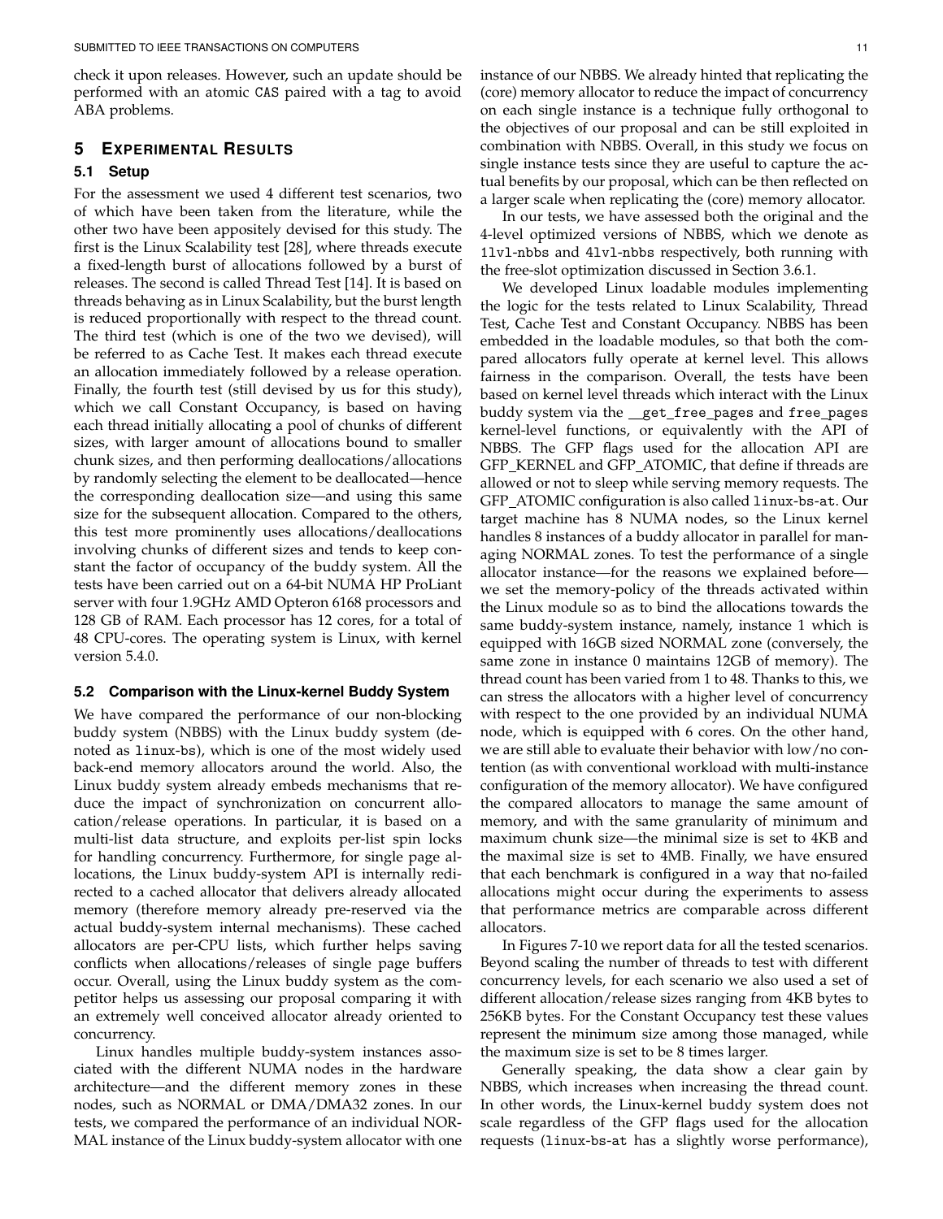check it upon releases. However, such an update should be performed with an atomic CAS paired with a tag to avoid ABA problems.

## 5 Experimental Results

### 5.1 Setup

For the assessment we used 4 different test scenarios, two of which have been taken from the literature, while the other two have been appositely devised for this study. The first is the Linux Scalability test [28], where threads execute a fixed-length burst of allocations followed by a burst of releases. The second is called Thread Test [14]. It is based on threads behaving as in Linux Scalability, but the burst length is reduced proportionally with respect to the thread count. The third test (which is one of the two we devised), will be referred to as Cache Test. It makes each thread execute an allocation immediately followed by a release operation. Finally, the fourth test (still devised by us for this study), which we call Constant Occupancy, is based on having each thread initially allocating a pool of chunks of different sizes, with larger amount of allocations bound to smaller chunk sizes, and then performing deallocations/allocations by randomly selecting the element to be deallocated—hence the corresponding deallocation size—and using this same size for the subsequent allocation. Compared to the others, this test more prominently uses allocations/deallocations involving chunks of different sizes and tends to keep constant the factor of occupancy of the buddy system. All the tests have been carried out on a 64-bit NUMA HP ProLiant server with four 1.9GHz AMD Opteron 6168 processors and 128 GB of RAM. Each processor has 12 cores, for a total of 48 CPU-cores. The operating system is Linux, with kernel version 5.4.0.

### 5.2 Comparison with the Linux-kernel Buddy System

We have compared the performance of our non-blocking buddy system (NBBS) with the Linux buddy system (denoted as `linux-bs`), which is one of the most widely used back-end memory allocators around the world. Also, the Linux buddy system already embeds mechanisms that reduce the impact of synchronization on concurrent allocation/release operations. In particular, it is based on a multi-list data structure, and exploits per-list spin locks for handling concurrency. Furthermore, for single page allocations, the Linux buddy-system API is internally redirected to a cached allocator that delivers already allocated memory (therefore memory already pre-reserved via the actual buddy-system internal mechanisms). These cached allocators are per-CPU lists, which further helps saving conflicts when allocations/releases of single page buffers occur. Overall, using the Linux buddy system as the competitor helps us assessing our proposal comparing it with an extremely well conceived allocator already oriented to concurrency.

Linux handles multiple buddy-system instances associated with the different NUMA nodes in the hardware architecture—and the different memory zones in these nodes, such as NORMAL or DMA/DMA32 zones. In our tests, we compared the performance of an individual NORMAL instance of the Linux buddy-system allocator with one instance of our NBBS. We already hinted that replicating the (core) memory allocator to reduce the impact of concurrency on each single instance is a technique fully orthogonal to the objectives of our proposal and can be still exploited in combination with NBBS. Overall, in this study we focus on single instance tests since they are useful to capture the actual benefits by our proposal, which can be then reflected on a larger scale when replicating the (core) memory allocator.

In our tests, we have assessed both the original and the 4-level optimized versions of NBBS, which we denote as `1lvl-nbbs` and `4lvl-nbbs` respectively, both running with the free-slot optimization discussed in Section 3.6.1.

We developed Linux loadable modules implementing the logic for the tests related to Linux Scalability, Thread Test, Cache Test and Constant Occupancy. NBBS has been embedded in the loadable modules, so that both the compared allocators fully operate at kernel level. This allows fairness in the comparison. Overall, the tests have been based on kernel level threads which interact with the Linux buddy system via the `__get_free_pages` and `free_pages` kernel-level functions, or equivalently with the API of NBBS. The GFP flags used for the allocation API are GFP_KERNEL and GFP_ATOMIC, that define if threads are allowed or not to sleep while serving memory requests. The GFP_ATOMIC configuration is also called `linux-bs-at`. Our target machine has 8 NUMA nodes, so the Linux kernel handles 8 instances of a buddy allocator in parallel for managing NORMAL zones. To test the performance of a single allocator instance—for the reasons we explained before—we set the memory-policy of the threads activated within the Linux module so as to bind the allocations towards the same buddy-system instance, namely, instance 1 which is equipped with 16GB sized NORMAL zone (conversely, the same zone in instance 0 maintains 12GB of memory). The thread count has been varied from 1 to 48. Thanks to this, we can stress the allocators with a higher level of concurrency with respect to the one provided by an individual NUMA node, which is equipped with 6 cores. On the other hand, we are still able to evaluate their behavior with low/no contention (as with conventional workload with multi-instance configuration of the memory allocator). We have configured the compared allocators to manage the same amount of memory, and with the same granularity of minimum and maximum chunk size—the minimal size is set to 4KB and the maximal size is set to 4MB. Finally, we have ensured that each benchmark is configured in a way that no-failed allocations might occur during the experiments to assess that performance metrics are comparable across different allocators.

In Figures 7-10 we report data for all the tested scenarios. Beyond scaling the number of threads to test with different concurrency levels, for each scenario we also used a set of different allocation/release sizes ranging from 4KB bytes to 256KB bytes. For the Constant Occupancy test these values represent the minimum size among those managed, while the maximum size is set to be 8 times larger.

Generally speaking, the data show a clear gain by NBBS, which increases when increasing the thread count. In other words, the Linux-kernel buddy system does not scale regardless of the GFP flags used for the allocation requests (`linux-bs-at` has a slightly worse performance),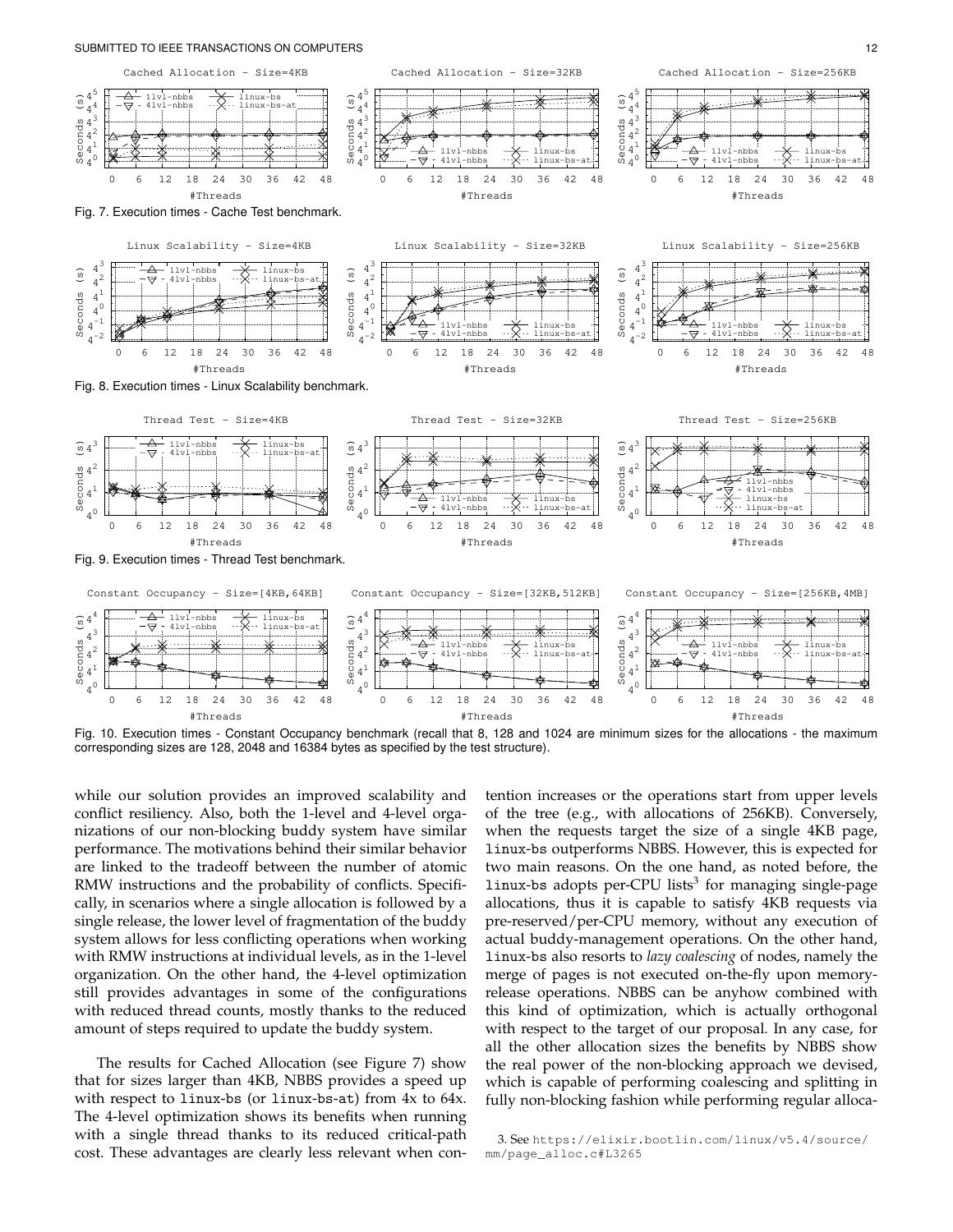Fig. 7. Execution times - Cache Test benchmark.

Fig. 8. Execution times - Linux Scalability benchmark.

Fig. 9. Execution times - Thread Test benchmark.

Fig. 10. Execution times - Constant Occupancy benchmark (recall that 8, 128 and 1024 are minimum sizes for the allocations - the maximum corresponding sizes are 128, 2048 and 16384 bytes as specified by the test structure).

while our solution provides an improved scalability and conflict resiliency. Also, both the 1-level and 4-level organizations of our non-blocking buddy system have similar performance. The motivations behind their similar behavior are linked to the tradeoff between the number of atomic RMW instructions and the probability of conflicts. Specifically, in scenarios where a single allocation is followed by a single release, the lower level of fragmentation of the buddy system allows for less conflicting operations when working with RMW instructions at individual levels, as in the 1-level organization. On the other hand, the 4-level optimization still provides advantages in some of the configurations with reduced thread counts, mostly thanks to the reduced amount of steps required to update the buddy system.

The results for Cached Allocation (see Figure 7) show that for sizes larger than 4KB, NBBS provides a speed up with respect to `linux-bs` (or `linux-bs-at`) from 4x to 64x. The 4-level optimization shows its benefits when running with a single thread thanks to its reduced critical-path cost. These advantages are clearly less relevant when contention increases or the operations start from upper levels of the tree (e.g., with allocations of 256KB). Conversely, when the requests target the size of a single 4KB page, `linux-bs` outperforms NBBS. However, this is expected for two main reasons. On the one hand, as noted before, the `linux-bs` adopts per-CPU lists[3] for managing single-page allocations, thus it is capable to satisfy 4KB requests via pre-reserved/per-CPU memory, without any execution of actual buddy-management operations. On the other hand, `linux-bs` also resorts to *lazy coalescing* of nodes, namely the merge of pages is not executed on-the-fly upon memory-release operations. NBBS can be anyhow combined with this kind of optimization, which is actually orthogonal with respect to the target of our proposal. In any case, for all the other allocation sizes the benefits by NBBS show the real power of the non-blocking approach we devised, which is capable of performing coalescing and splitting in fully non-blocking fashion while performing regular alloca-

3. See https://elixir.bootlin.com/linux/v5.4/source/mm/page_alloc.c#L3265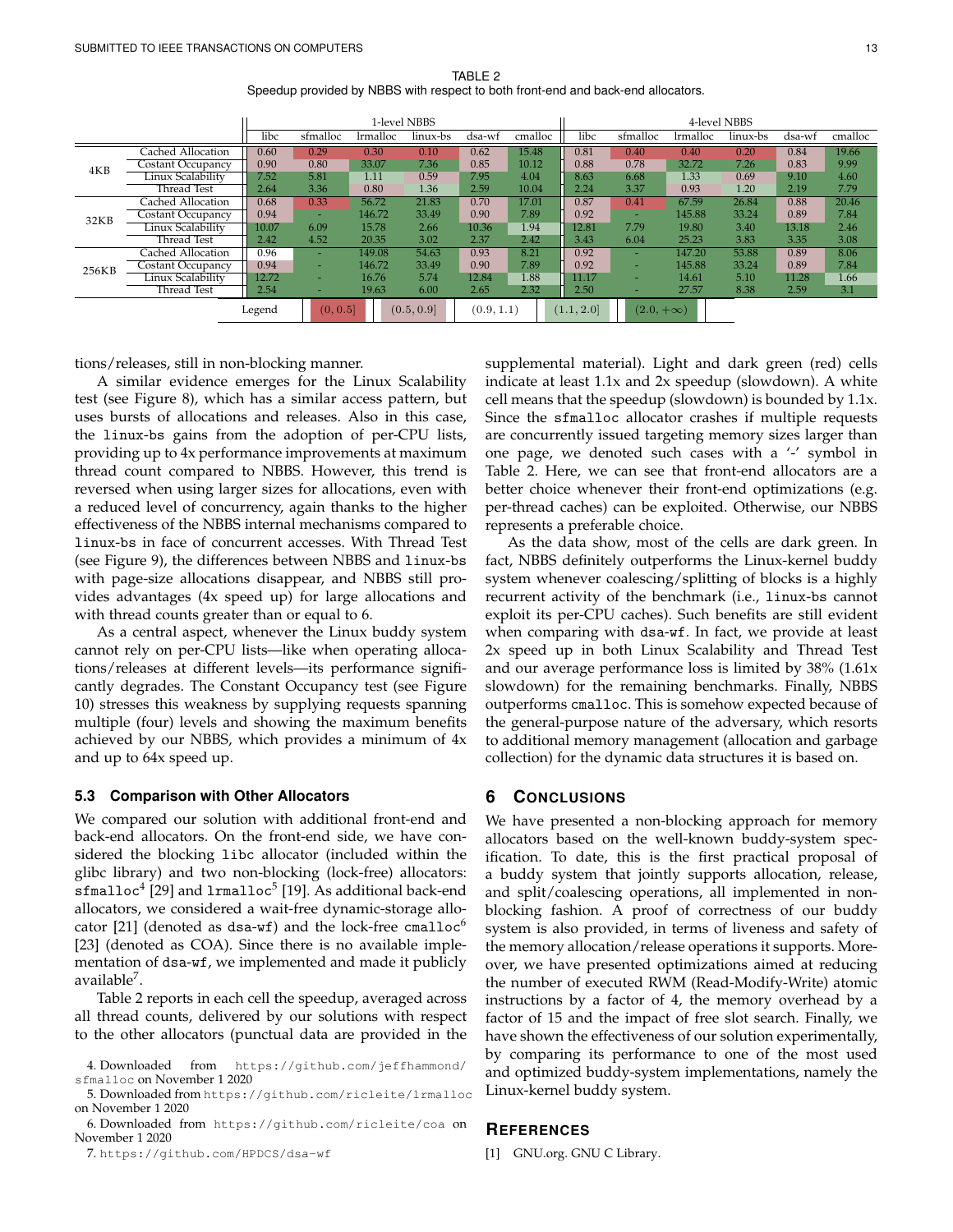TABLE 2
Speedup provided by NBBS with respect to both front-end and back-end allocators.

| | | 1-level NBBS | | | | | | 4-level NBBS | | | | | |
|---|---|---|---|---|---|---|---|---|---|---|---|---|---|
| | | libc | sfmalloc | lrmalloc | linux-bs | dsa-wf | cmalloc | libc | sfmalloc | lrmalloc | linux-bs | dsa-wf | cmalloc |
| 4KB | Cached Allocation | 0.60 | 0.29 | 0.30 | 0.10 | 0.62 | 15.48 | 0.81 | 0.40 | 0.40 | 0.20 | 0.84 | 19.66 |
| | Costant Occupancy | 0.90 | 0.80 | 33.07 | 7.36 | 0.85 | 10.12 | 0.88 | 0.78 | 32.72 | 7.26 | 0.83 | 9.99 |
| | Linux Scalability | 7.52 | 5.81 | 1.11 | 0.59 | 7.95 | 4.04 | 8.63 | 6.68 | 1.33 | 0.69 | 9.10 | 4.60 |
| | Thread Test | 2.64 | 3.36 | 0.80 | 1.36 | 2.59 | 10.04 | 2.24 | 3.37 | 0.93 | 1.20 | 2.19 | 7.79 |
| 32KB | Cached Allocation | 0.68 | 0.33 | 56.72 | 21.83 | 0.70 | 17.01 | 0.87 | 0.41 | 67.59 | 26.84 | 0.88 | 20.46 |
| | Costant Occupancy | 0.94 | - | 146.72 | 33.49 | 0.90 | 7.89 | 0.92 | - | 145.88 | 33.24 | 0.89 | 7.84 |
| | Linux Scalability | 10.07 | 6.09 | 15.78 | 2.66 | 10.36 | 1.94 | 12.81 | 7.79 | 19.80 | 3.40 | 13.18 | 2.46 |
| | Thread Test | 2.42 | 4.52 | 20.35 | 3.02 | 2.37 | 2.42 | 3.43 | 6.04 | 25.23 | 3.83 | 3.35 | 3.08 |
| 256KB | Cached Allocation | 0.96 | - | 149.08 | 54.63 | 0.93 | 8.21 | 0.92 | - | 147.20 | 53.88 | 0.89 | 8.06 |
| | Costant Occupancy | 0.94 | - | 146.72 | 33.49 | 0.90 | 7.89 | 0.92 | - | 145.88 | 33.24 | 0.89 | 7.84 |
| | Linux Scalability | 12.72 | - | 16.76 | 5.74 | 12.84 | 1.88 | 11.17 | - | 14.61 | 5.10 | 11.28 | 1.66 |
| | Thread Test | 2.54 | - | 19.63 | 6.00 | 2.65 | 2.32 | 2.50 | - | 27.57 | 8.38 | 2.59 | 3.1 |

Legend: $(0, 0.5]$ | $(0.5, 0.9]$ | $(0.9, 1.1)$ | $(1.1, 2.0]$ | $(2.0, +\infty)$

tions/releases, still in non-blocking manner.

A similar evidence emerges for the Linux Scalability test (see Figure 8), which has a similar access pattern, but uses bursts of allocations and releases. Also in this case, the `linux-bs` gains from the adoption of per-CPU lists, providing up to 4x performance improvements at maximum thread count compared to NBBS. However, this trend is reversed when using larger sizes for allocations, even with a reduced level of concurrency, again thanks to the higher effectiveness of the NBBS internal mechanisms compared to `linux-bs` in face of concurrent accesses. With Thread Test (see Figure 9), the differences between NBBS and `linux-bs` with page-size allocations disappear, and NBBS still provides advantages (4x speed up) for large allocations and with thread counts greater than or equal to 6.

As a central aspect, whenever the Linux buddy system cannot rely on per-CPU lists—like when operating allocations/releases at different levels—its performance significantly degrades. The Constant Occupancy test (see Figure 10) stresses this weakness by supplying requests spanning multiple (four) levels and showing the maximum benefits achieved by our NBBS, which provides a minimum of 4x and up to 64x speed up.

### 5.3 Comparison with Other Allocators

We compared our solution with additional front-end and back-end allocators. On the front-end side, we have considered the blocking `libc` allocator (included within the glibc library) and two non-blocking (lock-free) allocators: `sfmalloc`[4] [29] and `lrmalloc`[5] [19]. As additional back-end allocators, we considered a wait-free dynamic-storage allocator [21] (denoted as `dsa-wf`) and the lock-free `cmalloc`[6] [23] (denoted as COA). Since there is no available implementation of `dsa-wf`, we implemented and made it publicly available[7].

Table 2 reports in each cell the speedup, averaged across all thread counts, delivered by our solutions with respect to the other allocators (punctual data are provided in the supplemental material). Light and dark green (red) cells indicate at least 1.1x and 2x speedup (slowdown). A white cell means that the speedup (slowdown) is bounded by 1.1x. Since the `sfmalloc` allocator crashes if multiple requests are concurrently issued targeting memory sizes larger than one page, we denoted such cases with a '-' symbol in Table 2. Here, we can see that front-end allocators are a better choice whenever their front-end optimizations (e.g. per-thread caches) can be exploited. Otherwise, our NBBS represents a preferable choice.

As the data show, most of the cells are dark green. In fact, NBBS definitely outperforms the Linux-kernel buddy system whenever coalescing/splitting of blocks is a highly recurrent activity of the benchmark (i.e., `linux-bs` cannot exploit its per-CPU caches). Such benefits are still evident when comparing with `dsa-wf`. In fact, we provide at least 2x speed up in both Linux Scalability and Thread Test and our average performance loss is limited by 38% (1.61x slowdown) for the remaining benchmarks. Finally, NBBS outperforms `cmalloc`. This is somehow expected because of the general-purpose nature of the adversary, which resorts to additional memory management (allocation and garbage collection) for the dynamic data structures it is based on.

## 6 Conclusions

We have presented a non-blocking approach for memory allocators based on the well-known buddy-system specification. To date, this is the first practical proposal of a buddy system that jointly supports allocation, release, and split/coalescing operations, all implemented in non-blocking fashion. A proof of correctness of our buddy system is also provided, in terms of liveness and safety of the memory allocation/release operations it supports. Moreover, we have presented optimizations aimed at reducing the number of executed RWM (Read-Modify-Write) atomic instructions by a factor of 4, the memory overhead by a factor of 15 and the impact of free slot search. Finally, we have shown the effectiveness of our solution experimentally, by comparing its performance to one of the most used and optimized buddy-system implementations, namely the Linux-kernel buddy system.

## References

[1] GNU.org. GNU C Library.

---

4. Downloaded from `https://github.com/jeffhammond/sfmalloc` on November 1 2020
5. Downloaded from `https://github.com/ricleite/lrmalloc` on November 1 2020
6. Downloaded from `https://github.com/ricleite/coa` on November 1 2020
7. `https://github.com/HPDCS/dsa-wf`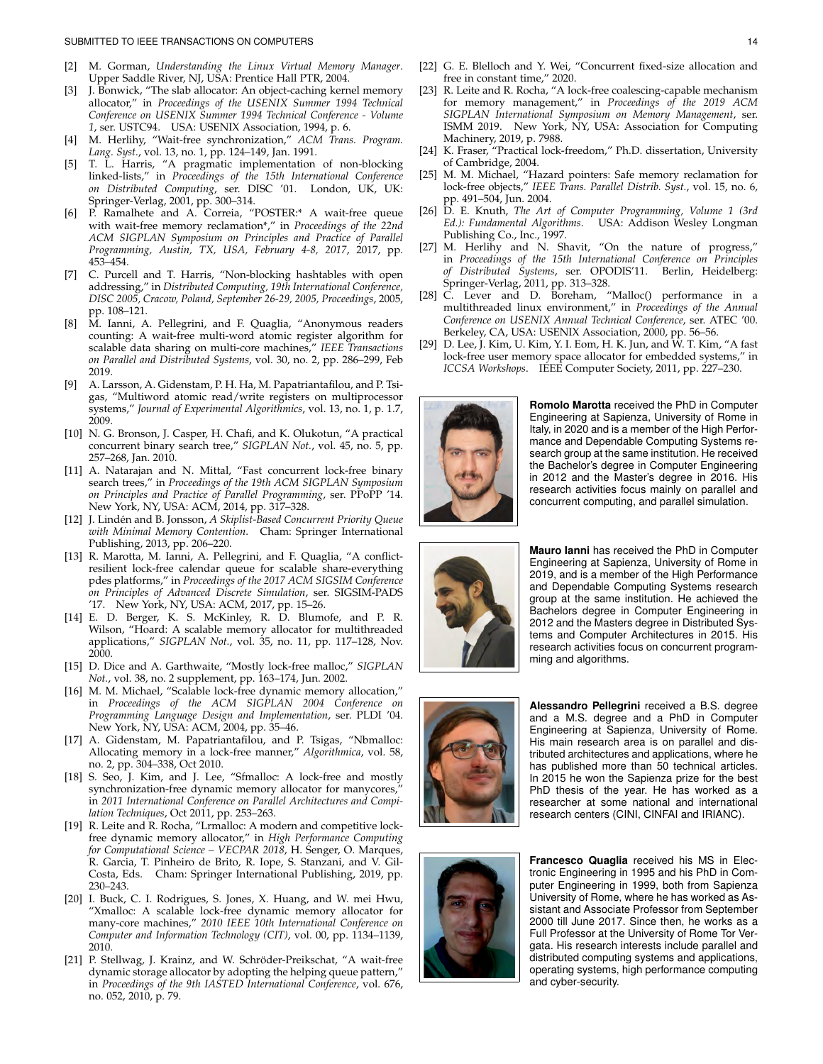[2] M. Gorman, *Understanding the Linux Virtual Memory Manager*. Upper Saddle River, NJ, USA: Prentice Hall PTR, 2004.

[3] J. Bonwick, "The slab allocator: An object-caching kernel memory allocator," in *Proceedings of the USENIX Summer 1994 Technical Conference on USENIX Summer 1994 Technical Conference - Volume 1*, ser. USTC94. USA: USENIX Association, 1994, p. 6.

[4] M. Herlihy, "Wait-free synchronization," *ACM Trans. Program. Lang. Syst.*, vol. 13, no. 1, pp. 124–149, Jan. 1991.

[5] T. L. Harris, "A pragmatic implementation of non-blocking linked-lists," in *Proceedings of the 15th International Conference on Distributed Computing*, ser. DISC '01. London, UK, UK: Springer-Verlag, 2001, pp. 300–314.

[6] P. Ramalhete and A. Correia, "POSTER:* A wait-free queue with wait-free memory reclamation*," in *Proceedings of the 22nd ACM SIGPLAN Symposium on Principles and Practice of Parallel Programming, Austin, TX, USA, February 4-8, 2017*, 2017, pp. 453–454.

[7] C. Purcell and T. Harris, "Non-blocking hashtables with open addressing," in *Distributed Computing, 19th International Conference, DISC 2005, Cracow, Poland, September 26-29, 2005, Proceedings*, 2005, pp. 108–121.

[8] M. Ianni, A. Pellegrini, and F. Quaglia, "Anonymous readers counting: A wait-free multi-word atomic register algorithm for scalable data sharing on multi-core machines," *IEEE Transactions on Parallel and Distributed Systems*, vol. 30, no. 2, pp. 286–299, Feb 2019.

[9] A. Larsson, A. Gidenstam, P. H. Ha, M. Papatriantafilou, and P. Tsigas, "Multiword atomic read/write registers on multiprocessor systems," *Journal of Experimental Algorithmics*, vol. 13, no. 1, p. 1.7, 2009.

[10] N. G. Bronson, J. Casper, H. Chafi, and K. Olukotun, "A practical concurrent binary search tree," *SIGPLAN Not.*, vol. 45, no. 5, pp. 257–268, Jan. 2010.

[11] A. Natarajan and N. Mittal, "Fast concurrent lock-free binary search trees," in *Proceedings of the 19th ACM SIGPLAN Symposium on Principles and Practice of Parallel Programming*, ser. PPoPP '14. New York, NY, USA: ACM, 2014, pp. 317–328.

[12] J. Lindén and B. Jonsson, *A Skiplist-Based Concurrent Priority Queue with Minimal Memory Contention*. Cham: Springer International Publishing, 2013, pp. 206–220.

[13] R. Marotta, M. Ianni, A. Pellegrini, and F. Quaglia, "A conflict-resilient lock-free calendar queue for scalable share-everything pdes platforms," in *Proceedings of the 2017 ACM SIGSIM Conference on Principles of Advanced Discrete Simulation*, ser. SIGSIM-PADS '17. New York, NY, USA: ACM, 2017, pp. 15–26.

[14] E. D. Berger, K. S. McKinley, R. D. Blumofe, and P. R. Wilson, "Hoard: A scalable memory allocator for multithreaded applications," *SIGPLAN Not.*, vol. 35, no. 11, pp. 117–128, Nov. 2000.

[15] D. Dice and A. Garthwaite, "Mostly lock-free malloc," *SIGPLAN Not.*, vol. 38, no. 2 supplement, pp. 163–174, Jun. 2002.

[16] M. M. Michael, "Scalable lock-free dynamic memory allocation," in *Proceedings of the ACM SIGPLAN 2004 Conference on Programming Language Design and Implementation*, ser. PLDI '04. New York, NY, USA: ACM, 2004, pp. 35–46.

[17] A. Gidenstam, M. Papatriantafilou, and P. Tsigas, "Nbmalloc: Allocating memory in a lock-free manner," *Algorithmica*, vol. 58, no. 2, pp. 304–338, Oct 2010.

[18] S. Seo, J. Kim, and J. Lee, "Sfmalloc: A lock-free and mostly synchronization-free dynamic memory allocator for manycores," in *2011 International Conference on Parallel Architectures and Compilation Techniques*, Oct 2011, pp. 253–263.

[19] R. Leite and R. Rocha, "Lrmalloc: A modern and competitive lock-free dynamic memory allocator," in *High Performance Computing for Computational Science – VECPAR 2018*, H. Senger, O. Marques, R. Garcia, T. Pinheiro de Brito, R. Iope, S. Stanzani, and V. Gil-Costa, Eds. Cham: Springer International Publishing, 2019, pp. 230–243.

[20] I. Buck, C. I. Rodrigues, S. Jones, X. Huang, and W. mei Hwu, "Xmalloc: A scalable lock-free dynamic memory allocator for many-core machines," *2010 IEEE 10th International Conference on Computer and Information Technology (CIT)*, vol. 00, pp. 1134–1139, 2010.

[21] P. Stellwag, J. Krainz, and W. Schröder-Preikschat, "A wait-free dynamic storage allocator by adopting the helping queue pattern," in *Proceedings of the 9th IASTED International Conference*, vol. 676, no. 052, 2010, p. 79.

[22] G. E. Blelloch and Y. Wei, "Concurrent fixed-size allocation and free in constant time," 2020.

[23] R. Leite and R. Rocha, "A lock-free coalescing-capable mechanism for memory management," in *Proceedings of the 2019 ACM SIGPLAN International Symposium on Memory Management*, ser. ISMM 2019. New York, NY, USA: Association for Computing Machinery, 2019, p. 7988.

[24] K. Fraser, "Practical lock-freedom," Ph.D. dissertation, University of Cambridge, 2004.

[25] M. M. Michael, "Hazard pointers: Safe memory reclamation for lock-free objects," *IEEE Trans. Parallel Distrib. Syst.*, vol. 15, no. 6, pp. 491–504, Jun. 2004.

[26] D. E. Knuth, *The Art of Computer Programming, Volume 1 (3rd Ed.): Fundamental Algorithms*. USA: Addison Wesley Longman Publishing Co., Inc., 1997.

[27] M. Herlihy and N. Shavit, "On the nature of progress," in *Proceedings of the 15th International Conference on Principles of Distributed Systems*, ser. OPODIS'11. Berlin, Heidelberg: Springer-Verlag, 2011, pp. 313–328.

[28] C. Lever and D. Boreham, "Malloc() performance in a multithreaded linux environment," in *Proceedings of the Annual Conference on USENIX Annual Technical Conference*, ser. ATEC '00. Berkeley, CA, USA: USENIX Association, 2000, pp. 56–56.

[29] D. Lee, J. Kim, U. Kim, Y. I. Eom, H. K. Jun, and W. T. Kim, "A fast lock-free user memory space allocator for embedded systems," in *ICCSA Workshops*. IEEE Computer Society, 2011, pp. 227–230.

**Romolo Marotta** received the PhD in Computer Engineering at Sapienza, University of Rome in Italy, in 2020 and is a member of the High Performance and Dependable Computing Systems research group at the same institution. He received the Bachelor's degree in Computer Engineering in 2012 and the Master's degree in 2016. His research activities focus mainly on parallel and concurrent computing, and parallel simulation.

**Mauro Ianni** has received the PhD in Computer Engineering at Sapienza, University of Rome in 2019, and is a member of the High Performance and Dependable Computing Systems research group at the same institution. He achieved the Bachelors degree in Computer Engineering in 2012 and the Masters degree in Distributed Systems and Computer Architectures in 2015. His research activities focus on concurrent programming and algorithms.

**Alessandro Pellegrini** received a B.S. degree and a M.S. degree and a PhD in Computer Engineering at Sapienza, University of Rome. His main research area is on parallel and distributed architectures and applications, where he has published more than 50 technical articles. In 2015 he won the Sapienza prize for the best PhD thesis of the year. He has worked as a researcher at some national and international research centers (CINI, CINFAI and IRIANC).

**Francesco Quaglia** received his MS in Electronic Engineering in 1995 and his PhD in Computer Engineering in 1999, both from Sapienza University of Rome, where he has worked as Assistant and Associate Professor from September 2000 till June 2017. Since then, he works as a Full Professor at the University of Rome Tor Vergata. His research interests include parallel and distributed computing systems and applications, operating systems, high performance computing and cyber-security.